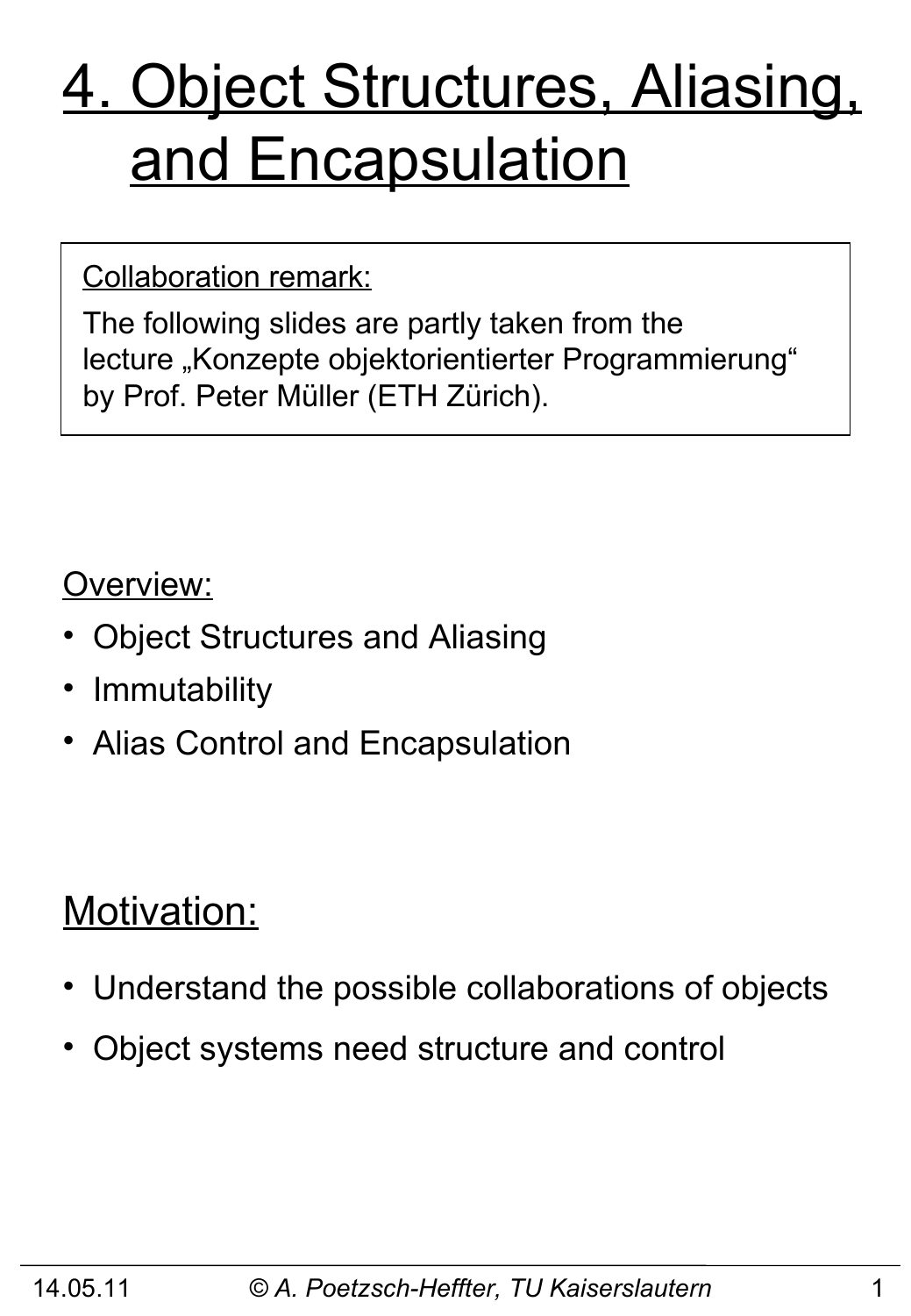# 4. Object Structures, Aliasing, and Encapsulation

Collaboration remark:

The following slides are partly taken from the lecture „Konzepte objektorientierter Programmierung" by Prof. Peter Müller (ETH Zürich).

Overview:

- Object Structures and Aliasing
- Immutability
- Alias Control and Encapsulation

## Motivation:

- Understand the possible collaborations of objects
- Object systems need structure and control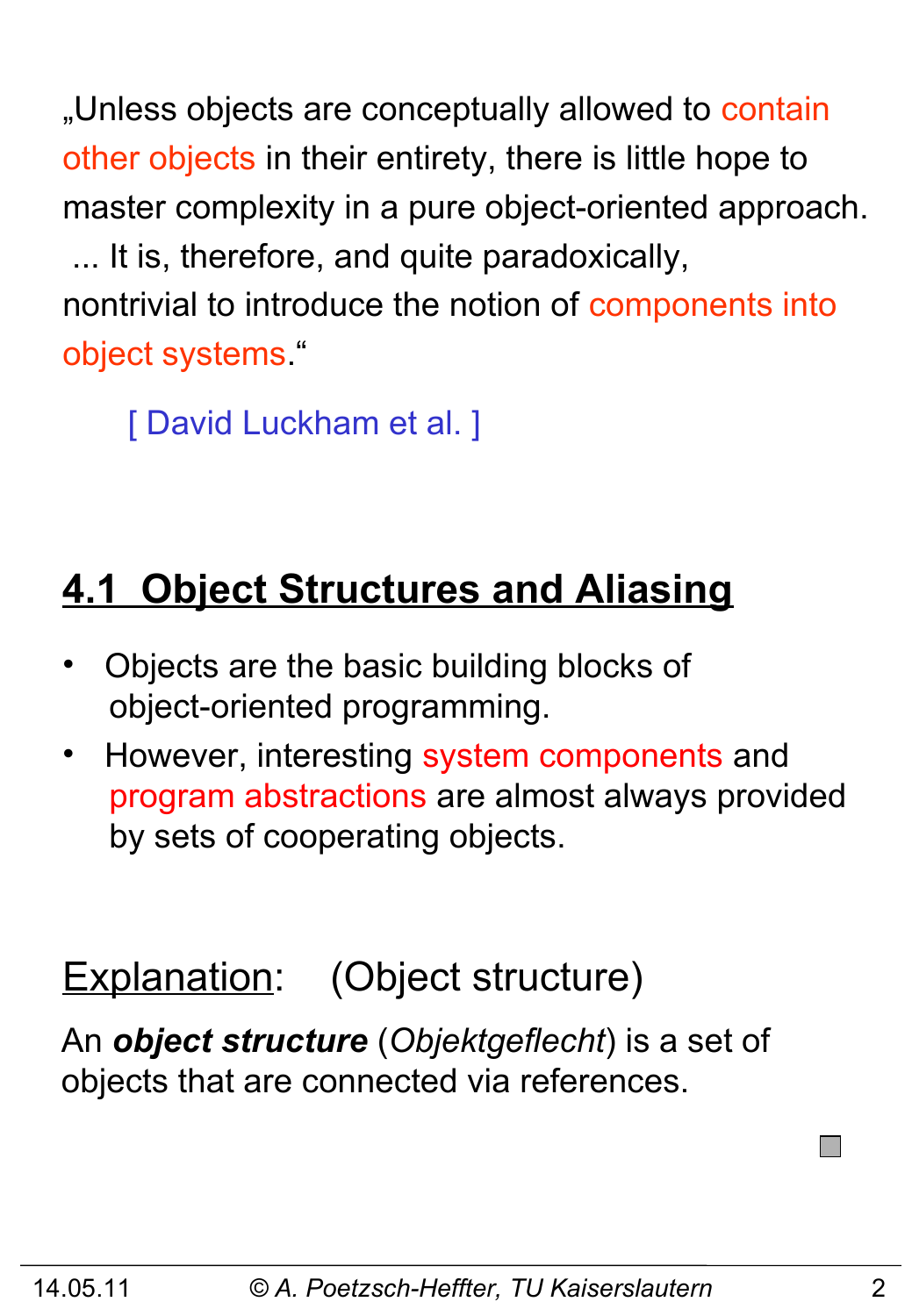„Unless objects are conceptually allowed to contain other objects in their entirety, there is little hope to master complexity in a pure object-oriented approach. ... It is, therefore, and quite paradoxically, nontrivial to introduce the notion of components into object systems.“

[ David Luckham et al. ]

## 4.1 Object Structures and Aliasing

- Objects are the basic building blocks of object-oriented programming.
- However, interesting system components and program abstractions are almost always provided by sets of cooperating objects.

Explanation: (Object structure)

An ***object structure*** (*Objektgeflecht*) is a set of objects that are connected via references.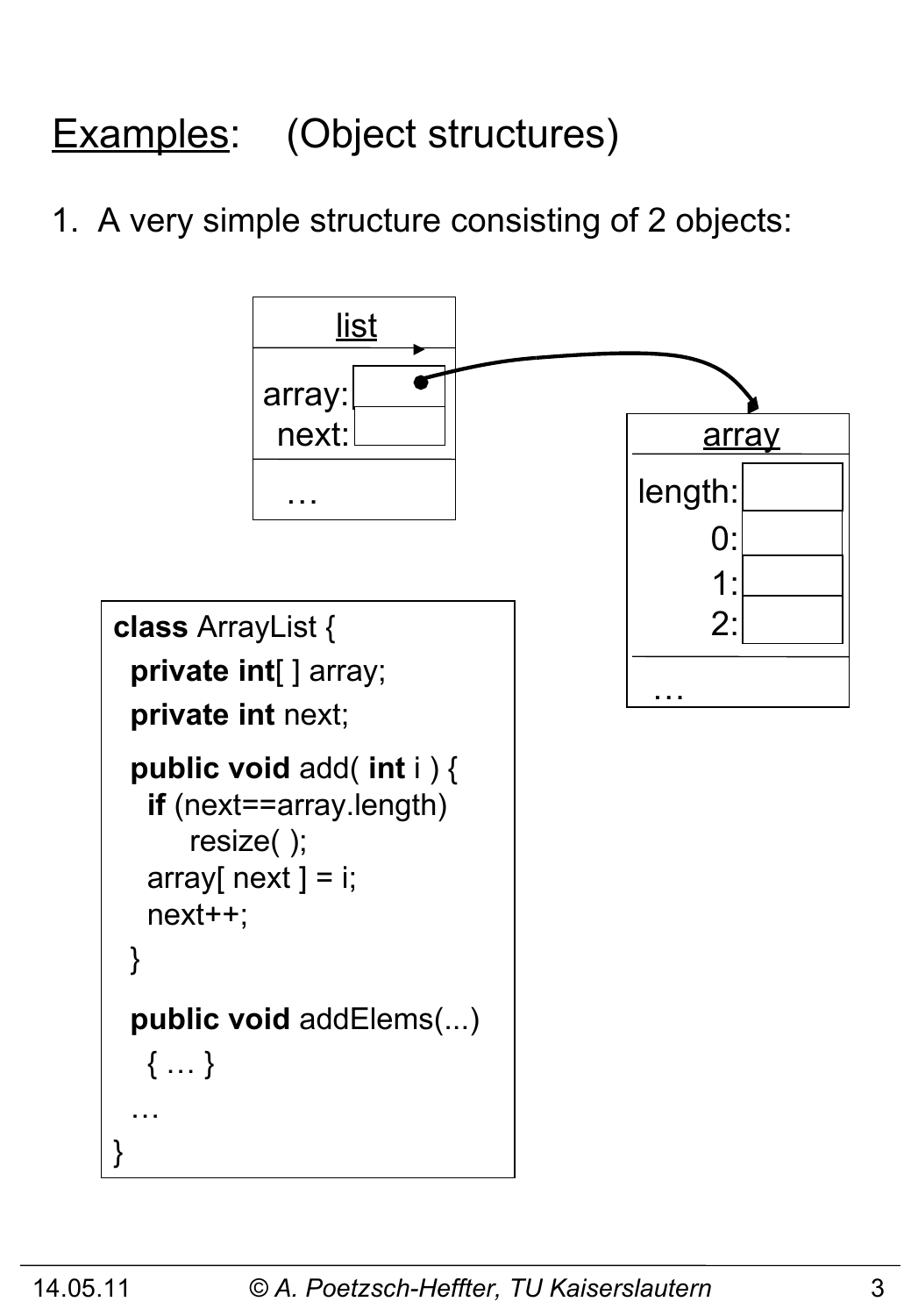# Examples: (Object structures)

1. A very simple structure consisting of 2 objects:

list

array:
next:

…

array

length:
0:
1:
2:

…

```
class ArrayList {
  private int[ ] array;
  private int next;

  public void add( int i ) {
    if (next==array.length)
        resize( );
    array[ next ] = i;
    next++;
  }

  public void addElems(...)
    { … }
  …
}
```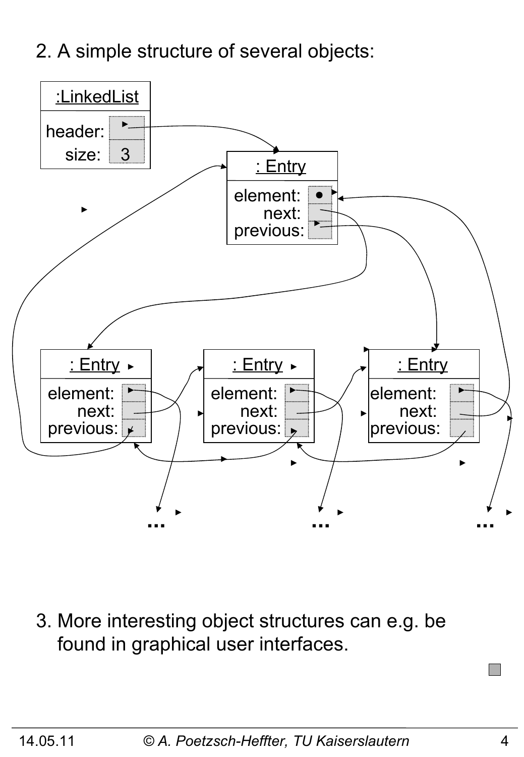2. A simple structure of several objects:

:LinkedList

header:
size: 3

: Entry

element:
next:
previous:

: Entry

element:
next:
previous:

: Entry

element:
next:
previous:

: Entry

element:
next:
previous:

... ... ...

3. More interesting object structures can e.g. be found in graphical user interfaces.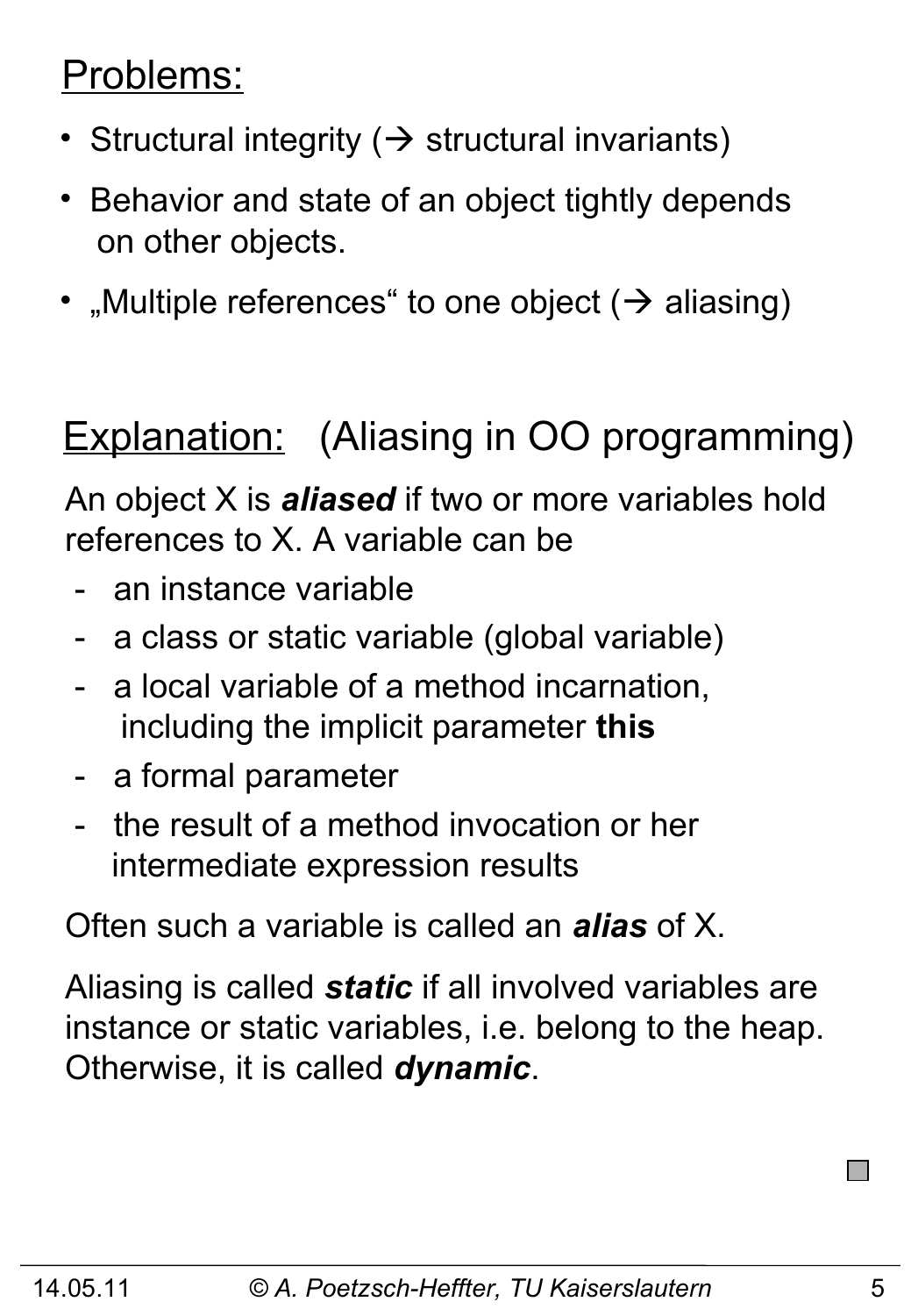<u>Problems:</u>

- Structural integrity (→ structural invariants)
- Behavior and state of an object tightly depends on other objects.
- „Multiple references“ to one object (→ aliasing)

<u>Explanation:</u> (Aliasing in OO programming)

An object X is ***aliased*** if two or more variables hold references to X. A variable can be

- an instance variable
- a class or static variable (global variable)
- a local variable of a method incarnation, including the implicit parameter **this**
- a formal parameter
- the result of a method invocation or her intermediate expression results

Often such a variable is called an ***alias*** of X.

Aliasing is called ***static*** if all involved variables are instance or static variables, i.e. belong to the heap. Otherwise, it is called ***dynamic***.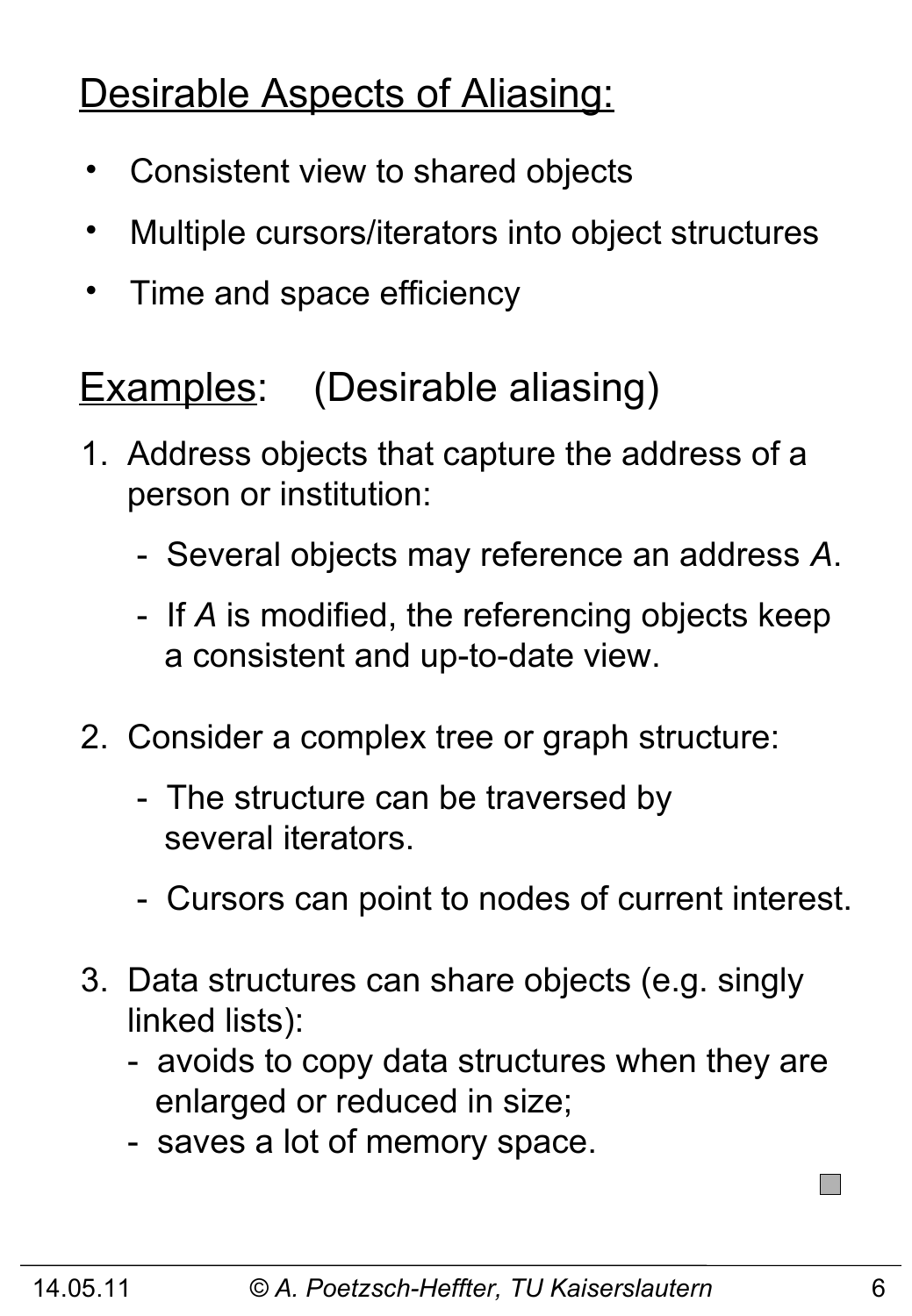## Desirable Aspects of Aliasing:

- Consistent view to shared objects
- Multiple cursors/iterators into object structures
- Time and space efficiency

## Examples: (Desirable aliasing)

1. Address objects that capture the address of a person or institution:
   - Several objects may reference an address *A*.
   - If *A* is modified, the referencing objects keep a consistent and up-to-date view.

2. Consider a complex tree or graph structure:
   - The structure can be traversed by several iterators.
   - Cursors can point to nodes of current interest.

3. Data structures can share objects (e.g. singly linked lists):
   - avoids to copy data structures when they are enlarged or reduced in size;
   - saves a lot of memory space.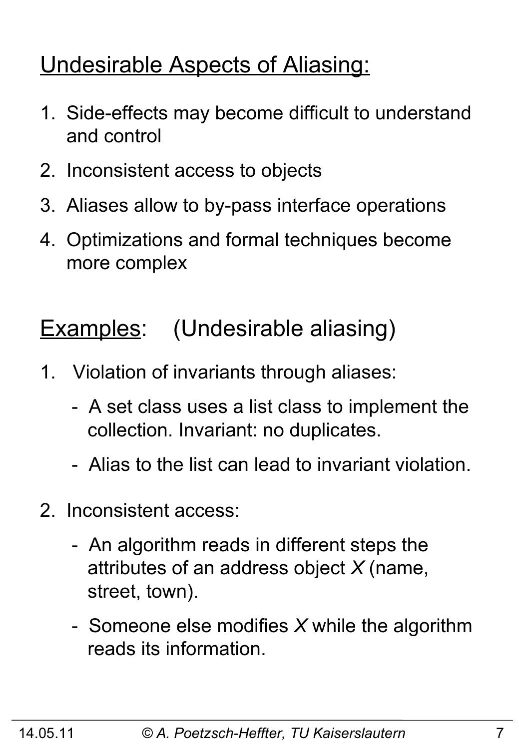## Undesirable Aspects of Aliasing:

1. Side-effects may become difficult to understand and control
2. Inconsistent access to objects
3. Aliases allow to by-pass interface operations
4. Optimizations and formal techniques become more complex

## Examples: (Undesirable aliasing)

1. Violation of invariants through aliases:
   - A set class uses a list class to implement the collection. Invariant: no duplicates.
   - Alias to the list can lead to invariant violation.

2. Inconsistent access:
   - An algorithm reads in different steps the attributes of an address object *X* (name, street, town).
   - Someone else modifies *X* while the algorithm reads its information.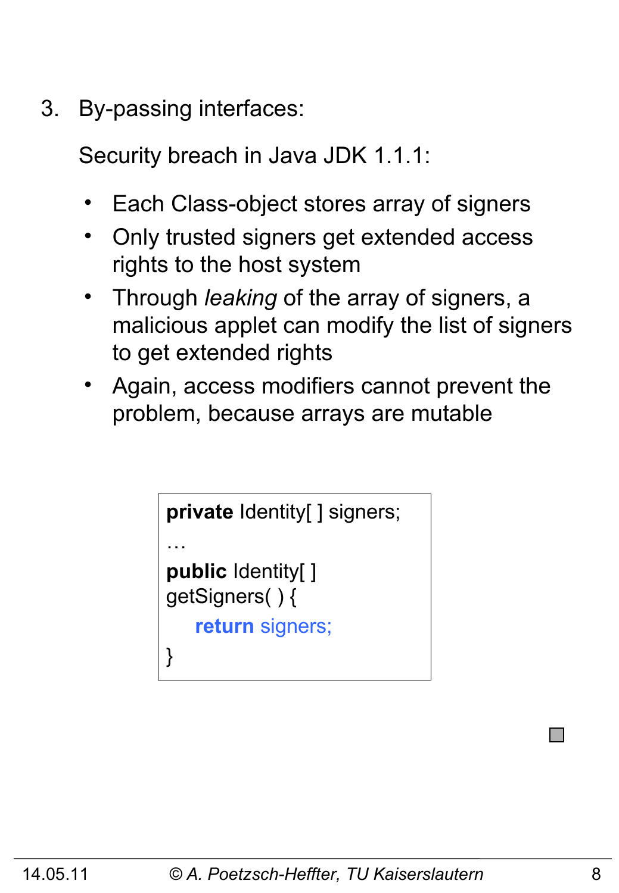3. By-passing interfaces:

   Security breach in Java JDK 1.1.1:

   - Each Class-object stores array of signers
   - Only trusted signers get extended access rights to the host system
   - Through *leaking* of the array of signers, a malicious applet can modify the list of signers to get extended rights
   - Again, access modifiers cannot prevent the problem, because arrays are mutable

```
private Identity[ ] signers;
…
public Identity[ ]
getSigners( ) {
    return signers;
}
```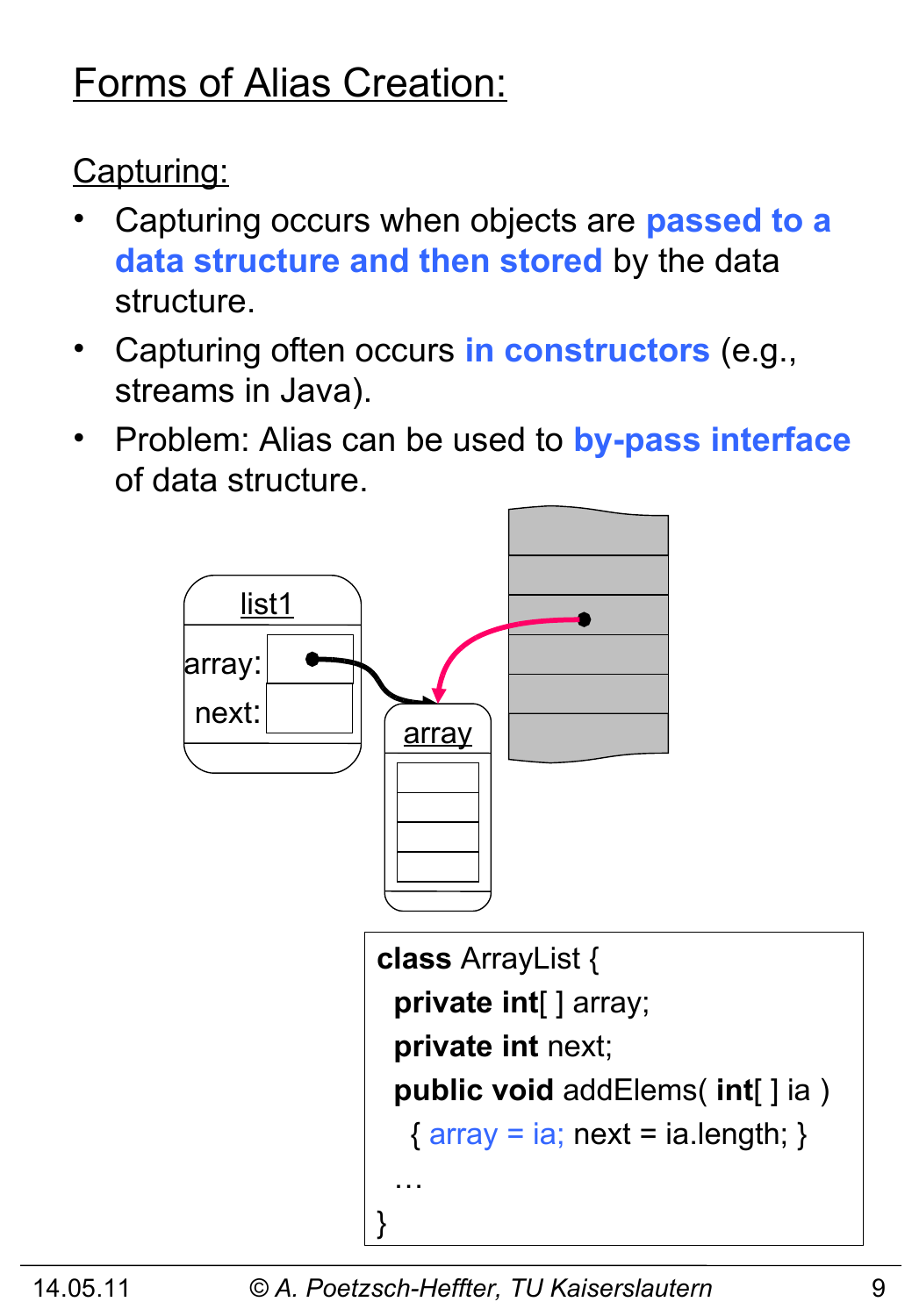# Forms of Alias Creation:

## Capturing:

- Capturing occurs when objects are **passed to a data structure and then stored** by the data structure.
- Capturing often occurs **in constructors** (e.g., streams in Java).
- Problem: Alias can be used to **by-pass interface** of data structure.

```
class ArrayList {
  private int[ ] array;
  private int next;
  public void addElems( int[ ] ia )
    { array = ia; next = ia.length; }
  …
}
```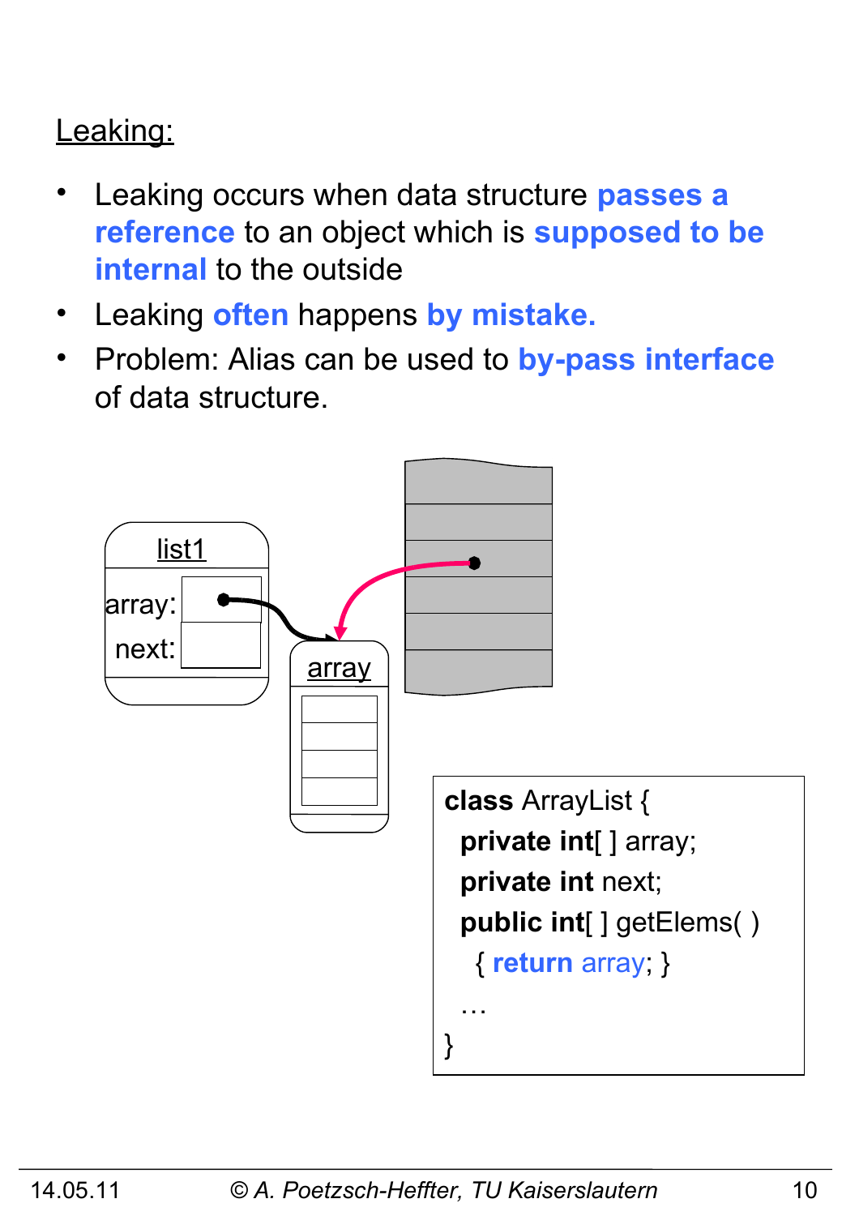## Leaking:

- Leaking occurs when data structure **passes a reference** to an object which is **supposed to be internal** to the outside
- Leaking **often** happens **by mistake.**
- Problem: Alias can be used to **by-pass interface** of data structure.

list1

array:

next:

array

```
class ArrayList {
  private int[ ] array;
  private int next;
  public int[ ] getElems( )
    { return array; }
  …
}
```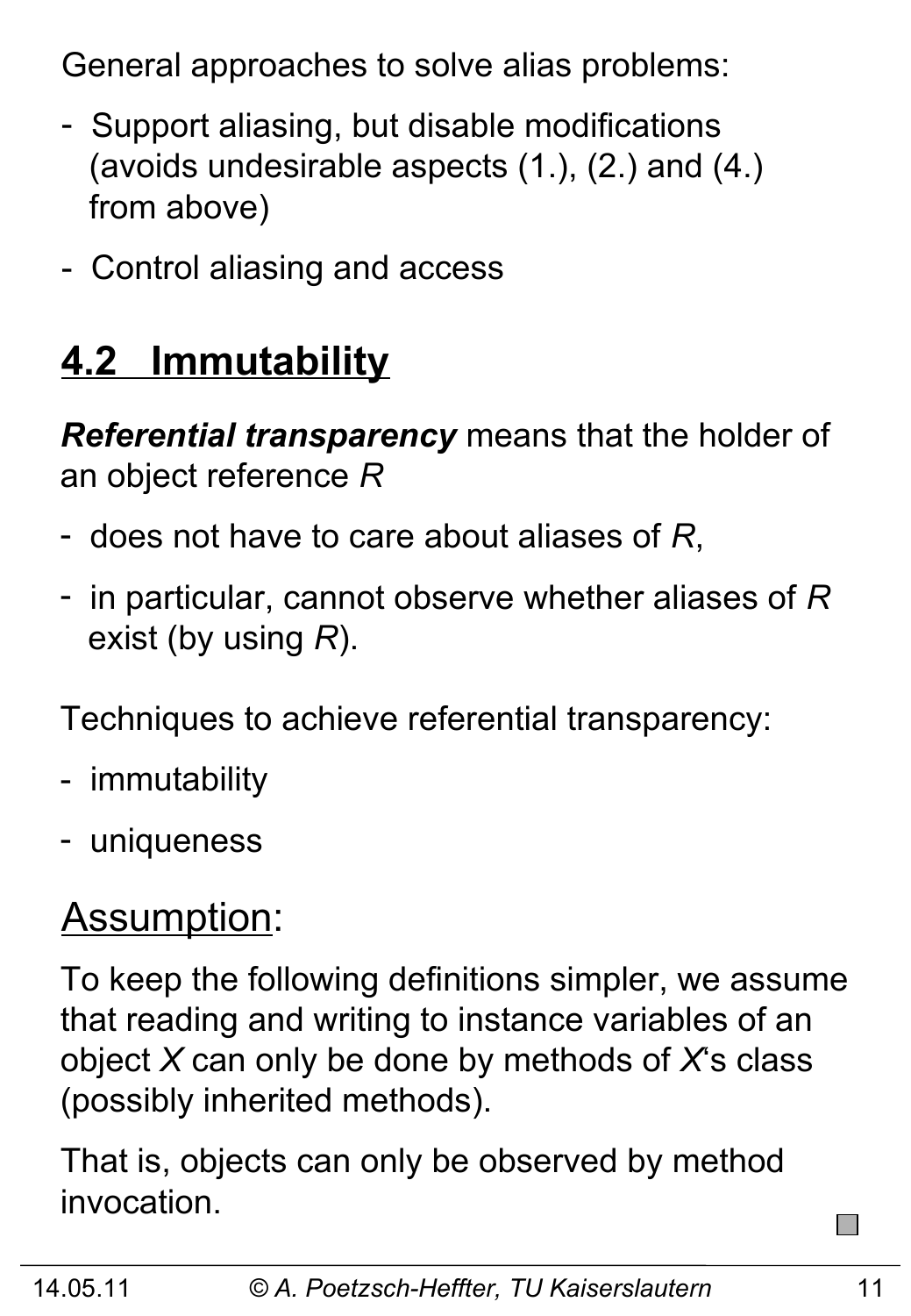General approaches to solve alias problems:

- Support aliasing, but disable modifications (avoids undesirable aspects (1.), (2.) and (4.) from above)
- Control aliasing and access

## 4.2 Immutability

***Referential transparency*** means that the holder of an object reference *R*

- does not have to care about aliases of *R*,
- in particular, cannot observe whether aliases of *R* exist (by using *R*).

Techniques to achieve referential transparency:

- immutability
- uniqueness

### Assumption:

To keep the following definitions simpler, we assume that reading and writing to instance variables of an object *X* can only be done by methods of *X*'s class (possibly inherited methods).

That is, objects can only be observed by method invocation.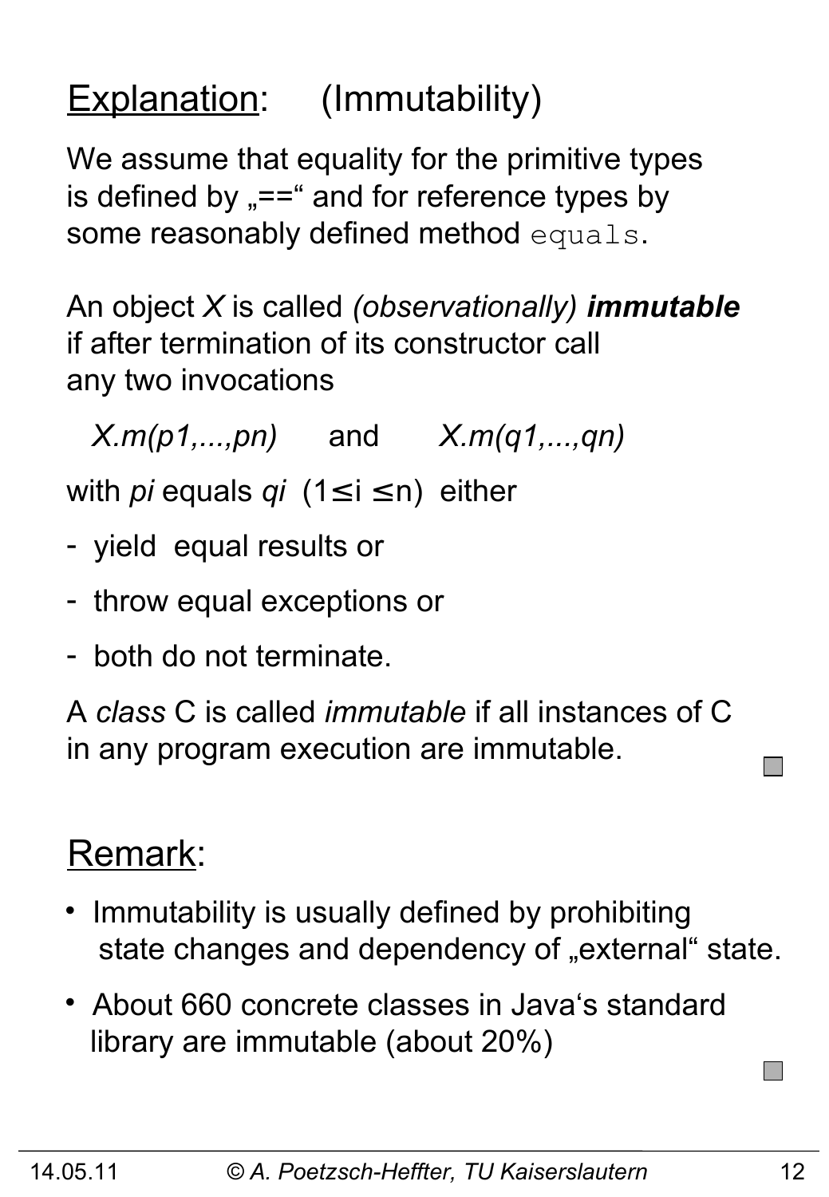## Explanation: (Immutability)

We assume that equality for the primitive types is defined by „==“ and for reference types by some reasonably defined method `equals`.

An object *X* is called *(observationally)* ***immutable*** if after termination of its constructor call any two invocations

*X.m(p1,...,pn)* and *X.m(q1,...,qn)*

with *pi* equals *qi* ($1 \leq i \leq n$) either

- yield equal results or
- throw equal exceptions or
- both do not terminate.

A *class* C is called *immutable* if all instances of C in any program execution are immutable.

## Remark:

- Immutability is usually defined by prohibiting state changes and dependency of „external“ state.
- About 660 concrete classes in Java‘s standard library are immutable (about 20%)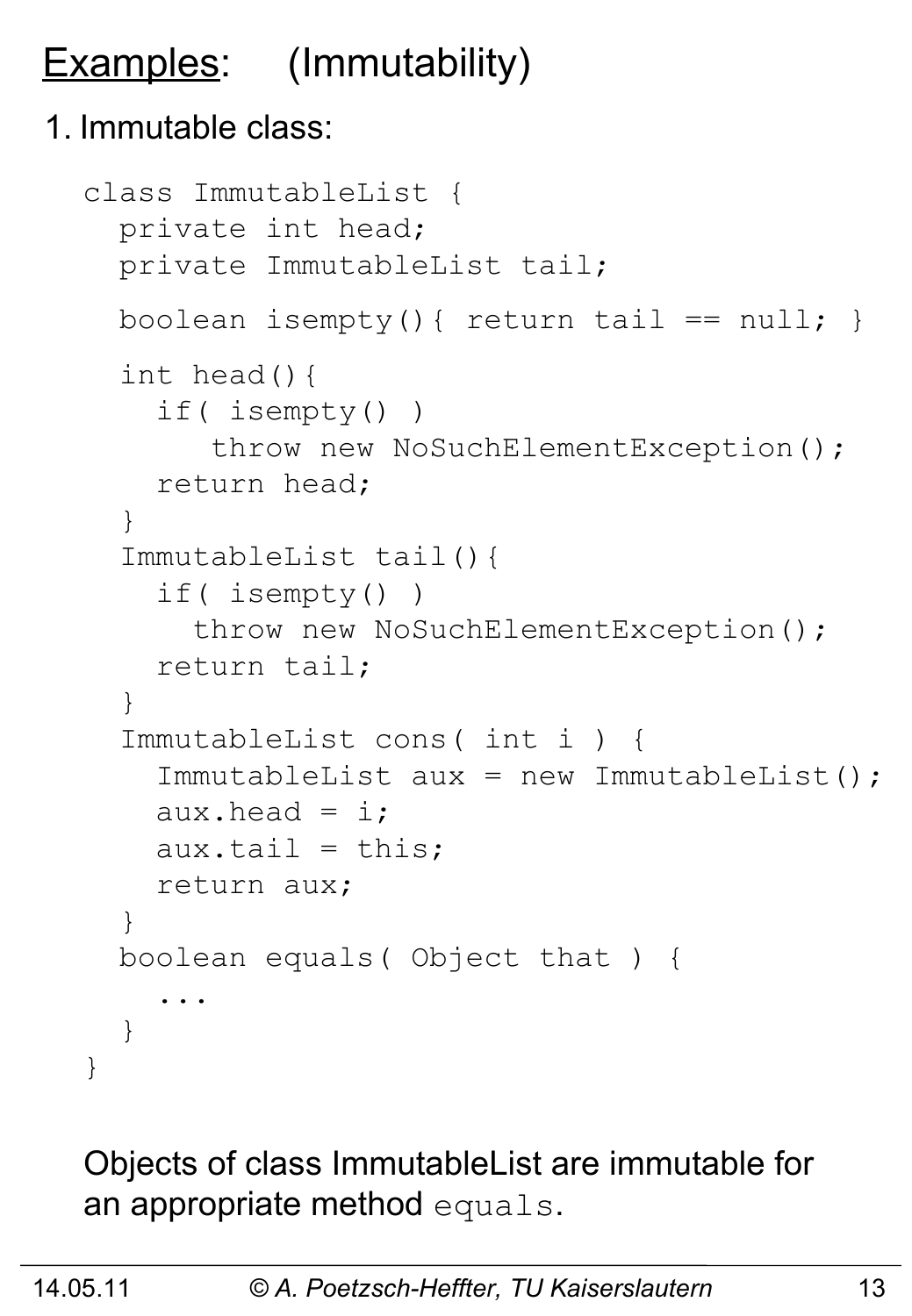# Examples: (Immutability)

1. Immutable class:

```
class ImmutableList {
  private int head;
  private ImmutableList tail;

  boolean isempty(){ return tail == null; }

  int head(){
    if( isempty() )
       throw new NoSuchElementException();
    return head;
  }
  ImmutableList tail(){
    if( isempty() )
      throw new NoSuchElementException();
    return tail;
  }
  ImmutableList cons( int i ) {
    ImmutableList aux = new ImmutableList();
    aux.head = i;
    aux.tail = this;
    return aux;
  }
  boolean equals( Object that ) {
    ...
  }
}
```

Objects of class ImmutableList are immutable for an appropriate method `equals`.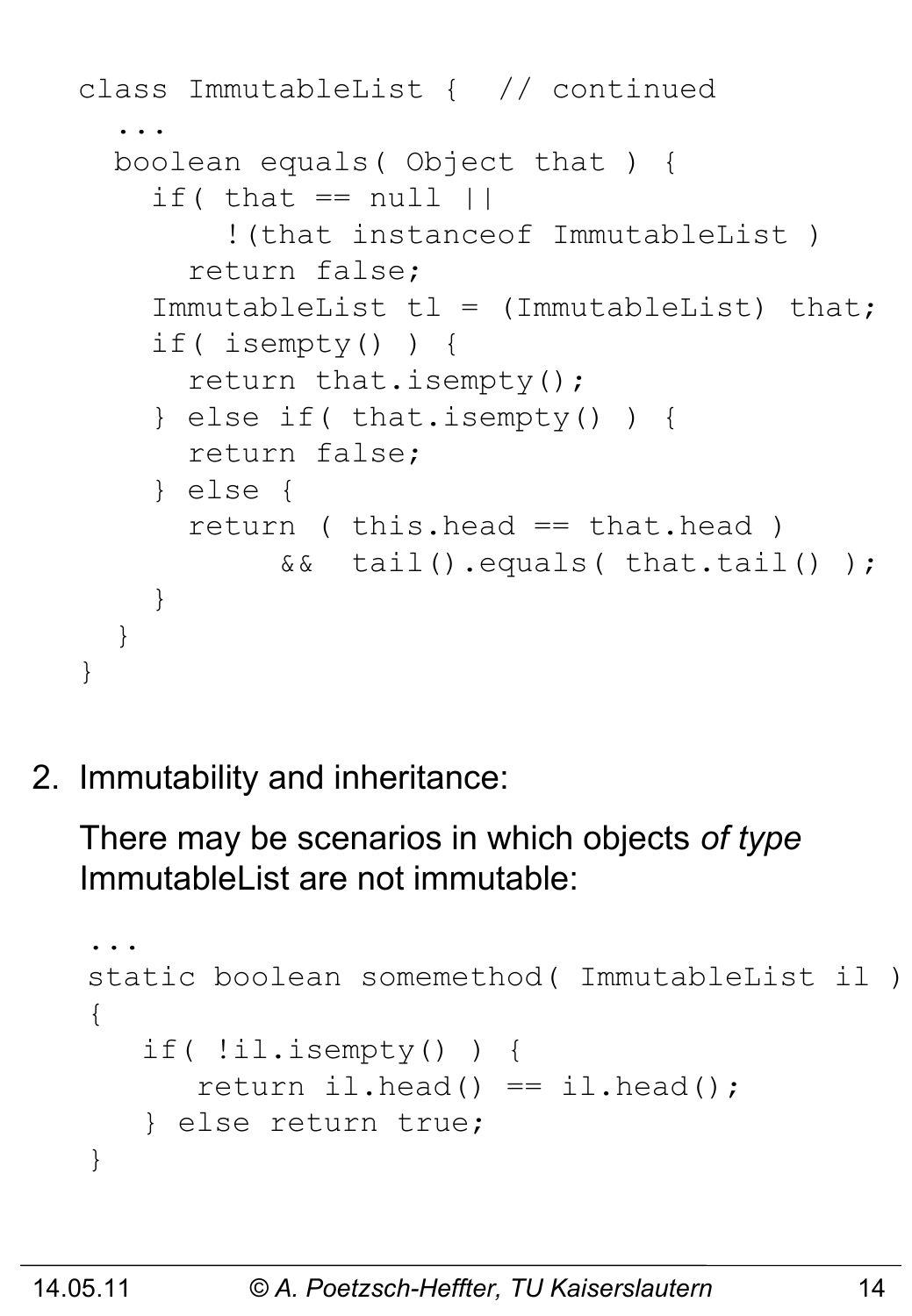```
class ImmutableList {  // continued
  ...
  boolean equals( Object that ) {
    if( that == null ||
        !(that instanceof ImmutableList )
      return false;
    ImmutableList tl = (ImmutableList) that;
    if( isempty() ) {
      return that.isempty();
    } else if( that.isempty() ) {
      return false;
    } else {
      return ( this.head == that.head )
           &&  tail().equals( that.tail() );
    }
  }
}
```

2. Immutability and inheritance:

   There may be scenarios in which objects *of type* ImmutableList are not immutable:

```
...
static boolean somemethod( ImmutableList il )
{
   if( !il.isempty() ) {
      return il.head() == il.head();
   } else return true;
}
```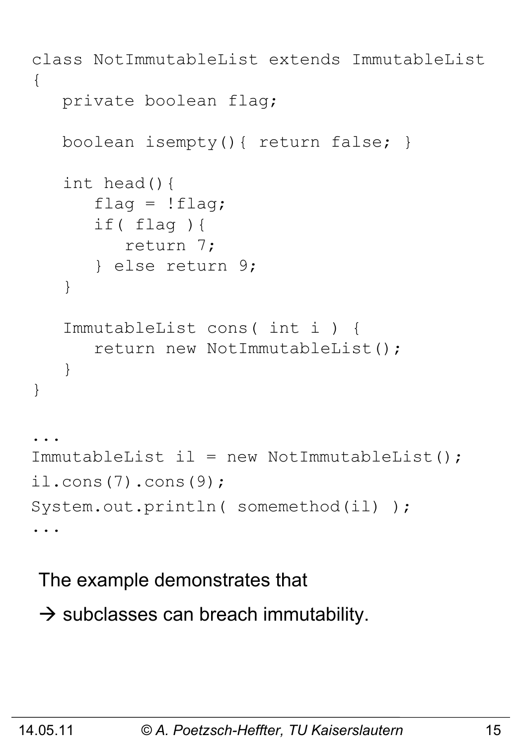```
class NotImmutableList extends ImmutableList
{
   private boolean flag;

   boolean isempty(){ return false; }

   int head(){
      flag = !flag;
      if( flag ){
         return 7;
      } else return 9;
   }

   ImmutableList cons( int i ) {
      return new NotImmutableList();
   }
}

...
ImmutableList il = new NotImmutableList();
il.cons(7).cons(9);
System.out.println( somemethod(il) );
...
```

The example demonstrates that

→ subclasses can breach immutability.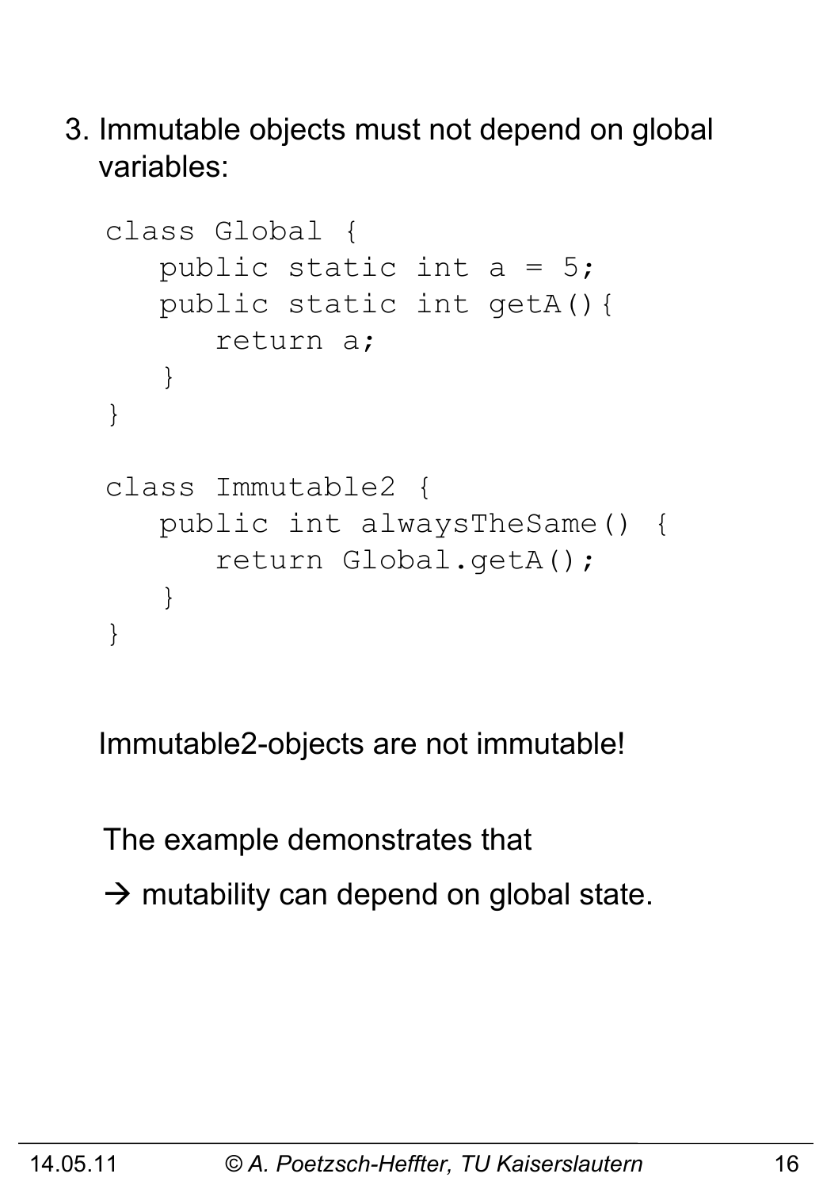3. Immutable objects must not depend on global variables:

```
class Global {
   public static int a = 5;
   public static int getA(){
      return a;
   }
}

class Immutable2 {
   public int alwaysTheSame() {
      return Global.getA();
   }
}
```

Immutable2-objects are not immutable!

The example demonstrates that

→ mutability can depend on global state.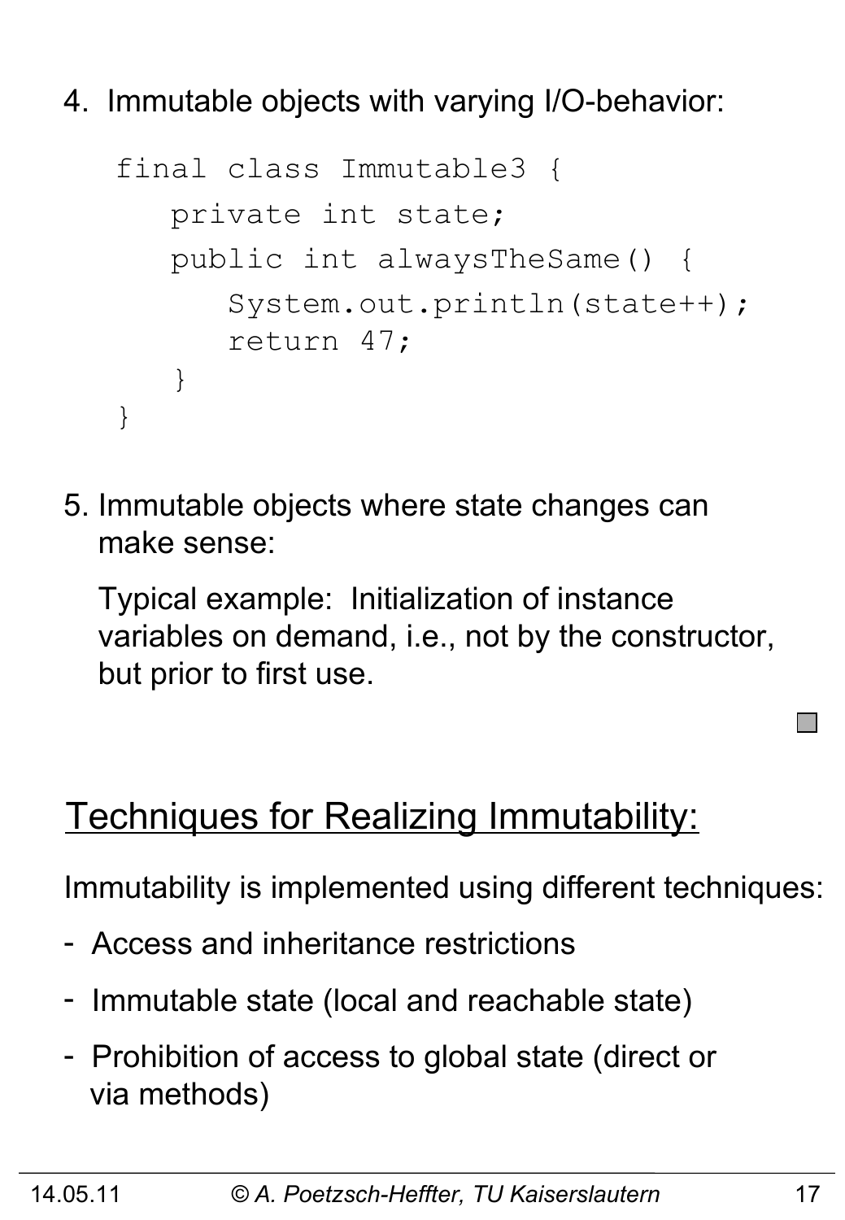4. Immutable objects with varying I/O-behavior:

```
final class Immutable3 {
   private int state;
   public int alwaysTheSame() {
      System.out.println(state++);
      return 47;
   }
}
```

5. Immutable objects where state changes can make sense:

   Typical example: Initialization of instance variables on demand, i.e., not by the constructor, but prior to first use.

## Techniques for Realizing Immutability:

Immutability is implemented using different techniques:

- Access and inheritance restrictions
- Immutable state (local and reachable state)
- Prohibition of access to global state (direct or via methods)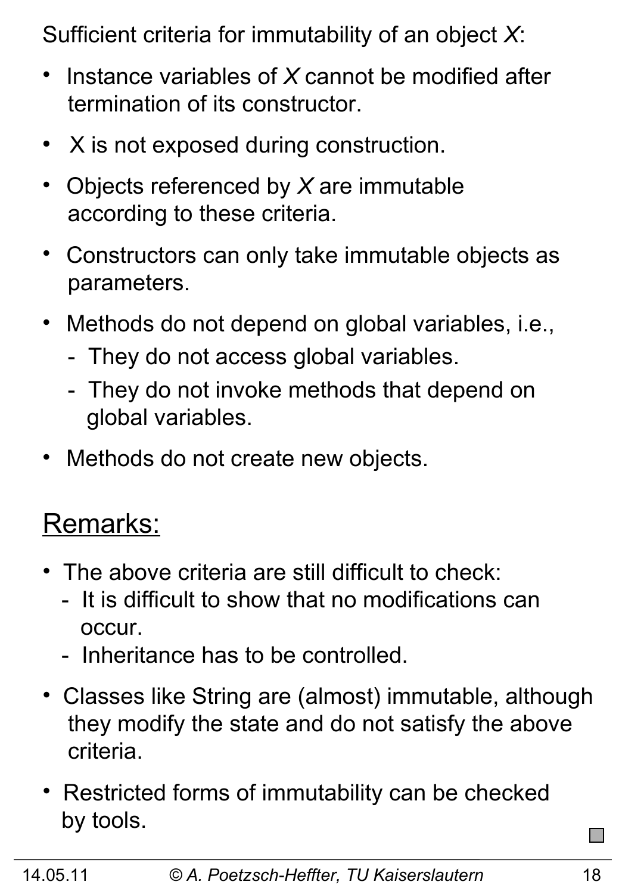Sufficient criteria for immutability of an object *X*:

- Instance variables of *X* cannot be modified after termination of its constructor.
- X is not exposed during construction.
- Objects referenced by *X* are immutable according to these criteria.
- Constructors can only take immutable objects as parameters.
- Methods do not depend on global variables, i.e.,
  - They do not access global variables.
  - They do not invoke methods that depend on global variables.
- Methods do not create new objects.

## Remarks:

- The above criteria are still difficult to check:
  - It is difficult to show that no modifications can occur.
  - Inheritance has to be controlled.
- Classes like String are (almost) immutable, although they modify the state and do not satisfy the above criteria.
- Restricted forms of immutability can be checked by tools.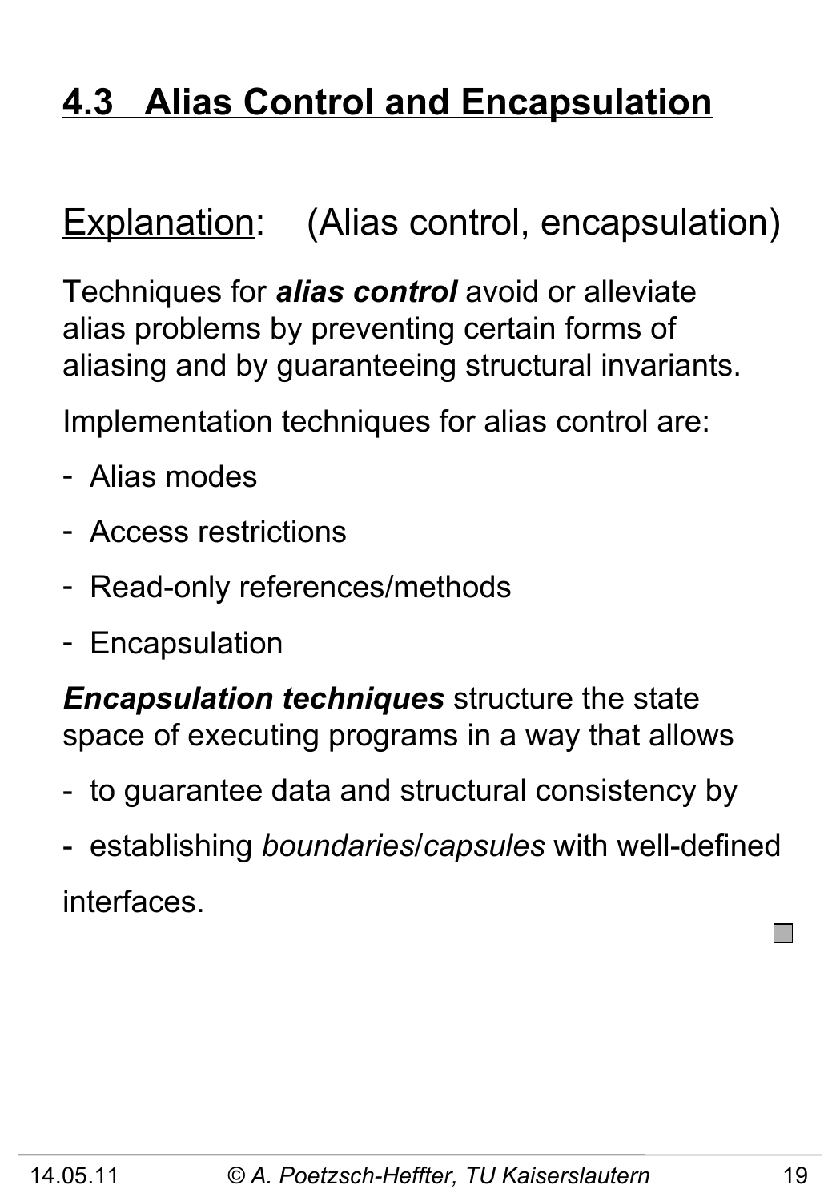## 4.3 Alias Control and Encapsulation

Explanation: (Alias control, encapsulation)

Techniques for ***alias control*** avoid or alleviate alias problems by preventing certain forms of aliasing and by guaranteeing structural invariants.

Implementation techniques for alias control are:

- Alias modes
- Access restrictions
- Read-only references/methods
- Encapsulation

***Encapsulation techniques*** structure the state space of executing programs in a way that allows

- to guarantee data and structural consistency by
- establishing *boundaries*/*capsules* with well-defined interfaces.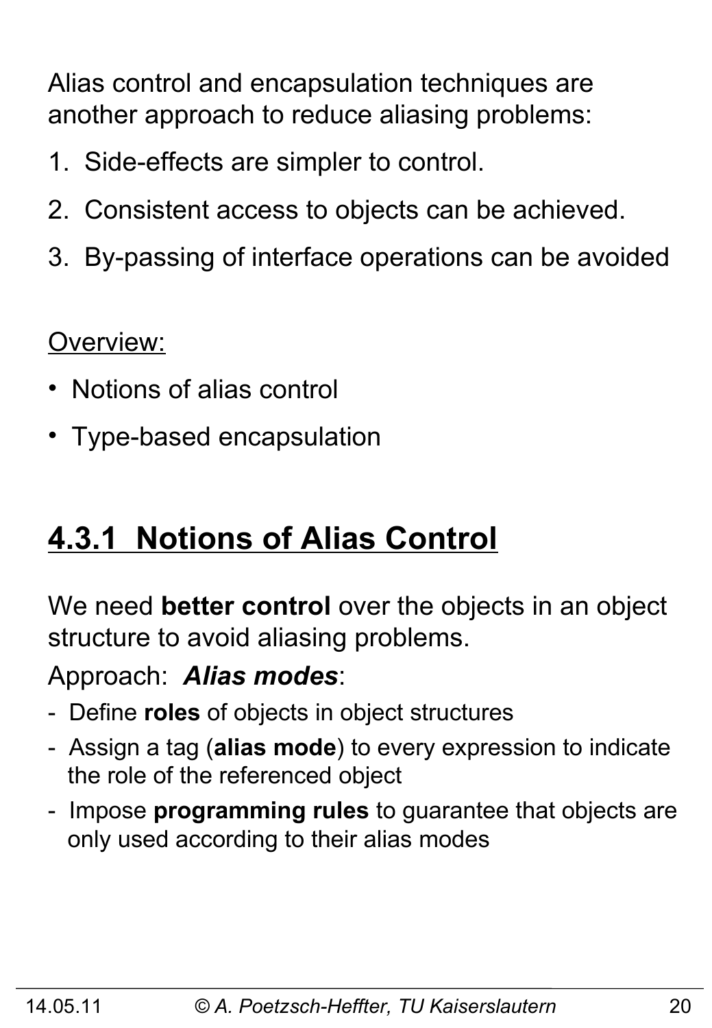Alias control and encapsulation techniques are another approach to reduce aliasing problems:

1. Side-effects are simpler to control.
2. Consistent access to objects can be achieved.
3. By-passing of interface operations can be avoided

Overview:

- Notions of alias control
- Type-based encapsulation

## 4.3.1 Notions of Alias Control

We need **better control** over the objects in an object structure to avoid aliasing problems.

Approach: ***Alias modes***:

- Define **roles** of objects in object structures
- Assign a tag (**alias mode**) to every expression to indicate the role of the referenced object
- Impose **programming rules** to guarantee that objects are only used according to their alias modes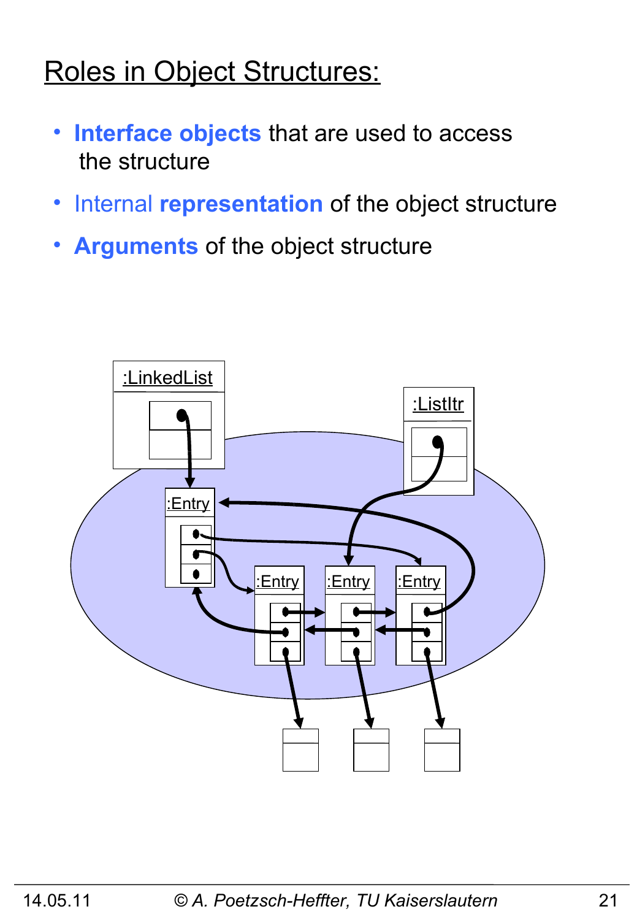# Roles in Object Structures:

- **Interface objects** that are used to access the structure
- Internal **representation** of the object structure
- **Arguments** of the object structure

:LinkedList

:ListItr

:Entry

:Entry

:Entry

:Entry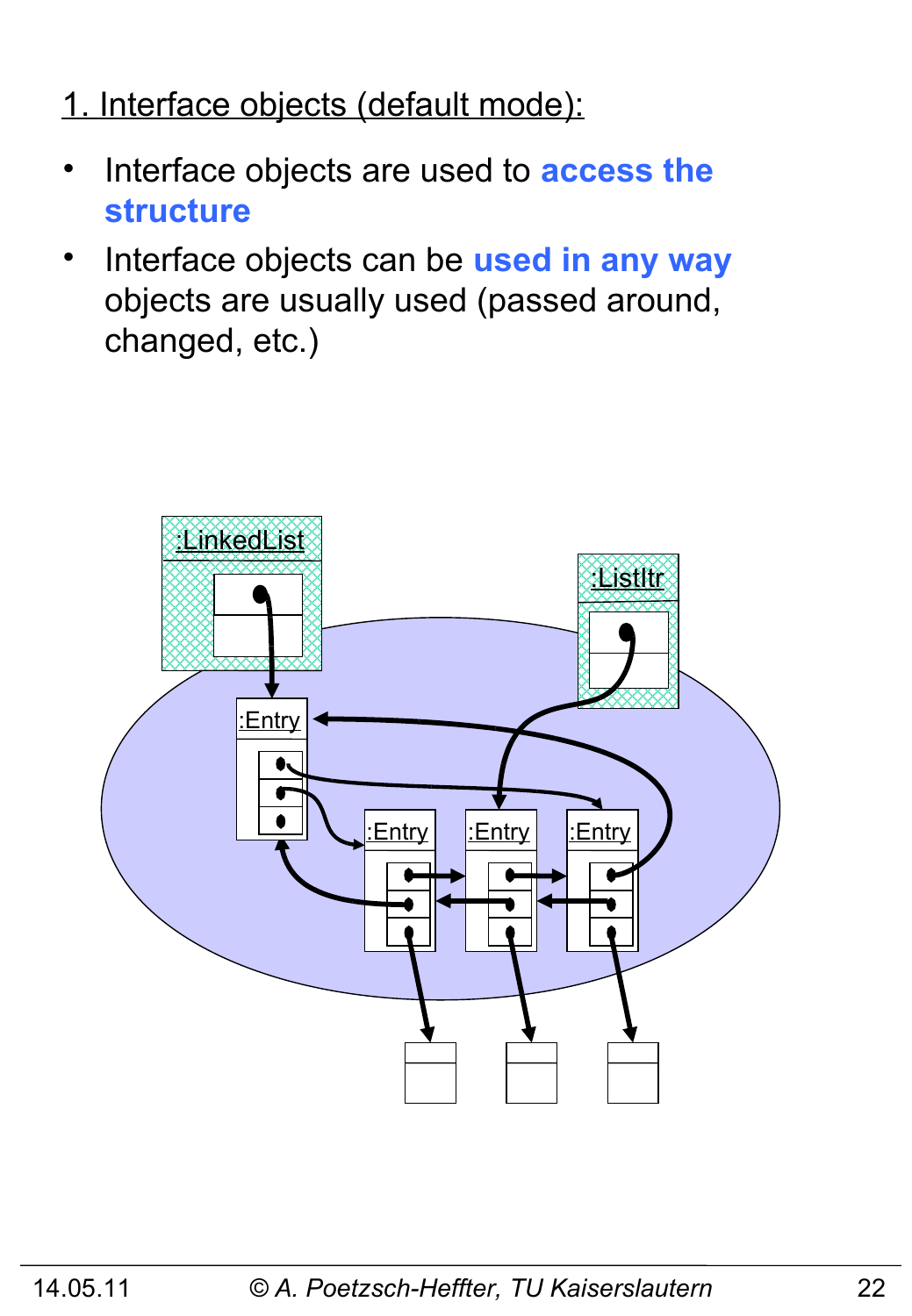1. Interface objects (default mode):

- Interface objects are used to **access the structure**
- Interface objects can be **used in any way** objects are usually used (passed around, changed, etc.)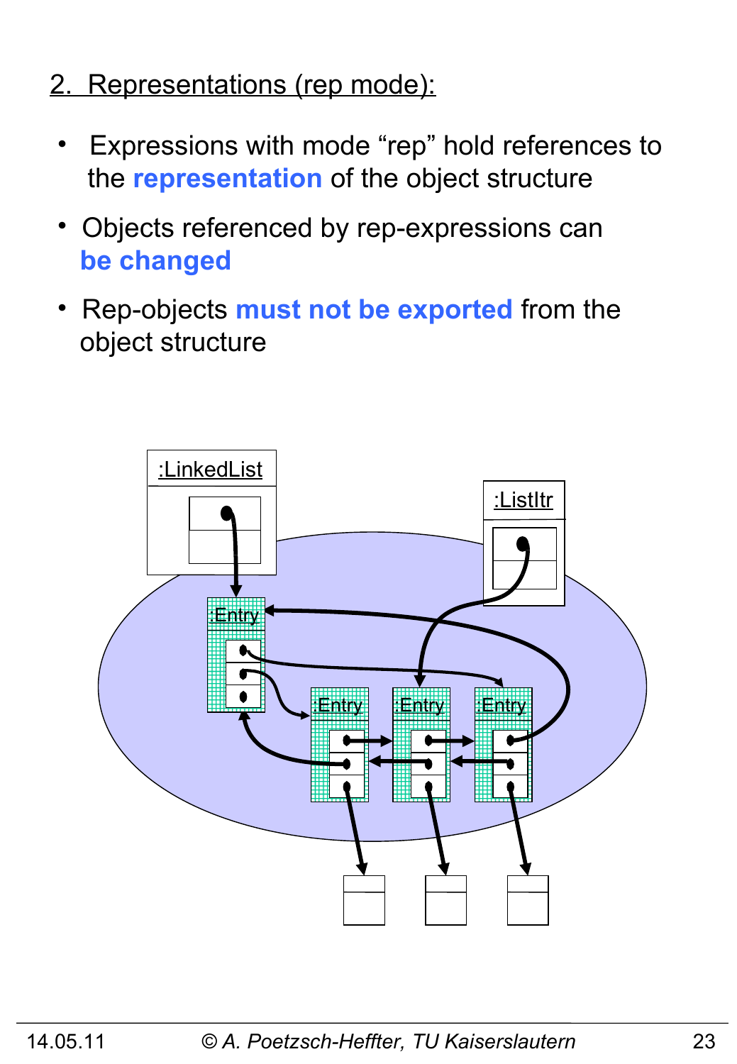## 2. Representations (rep mode):

- Expressions with mode “rep” hold references to the **representation** of the object structure
- Objects referenced by rep-expressions can **be changed**
- Rep-objects **must not be exported** from the object structure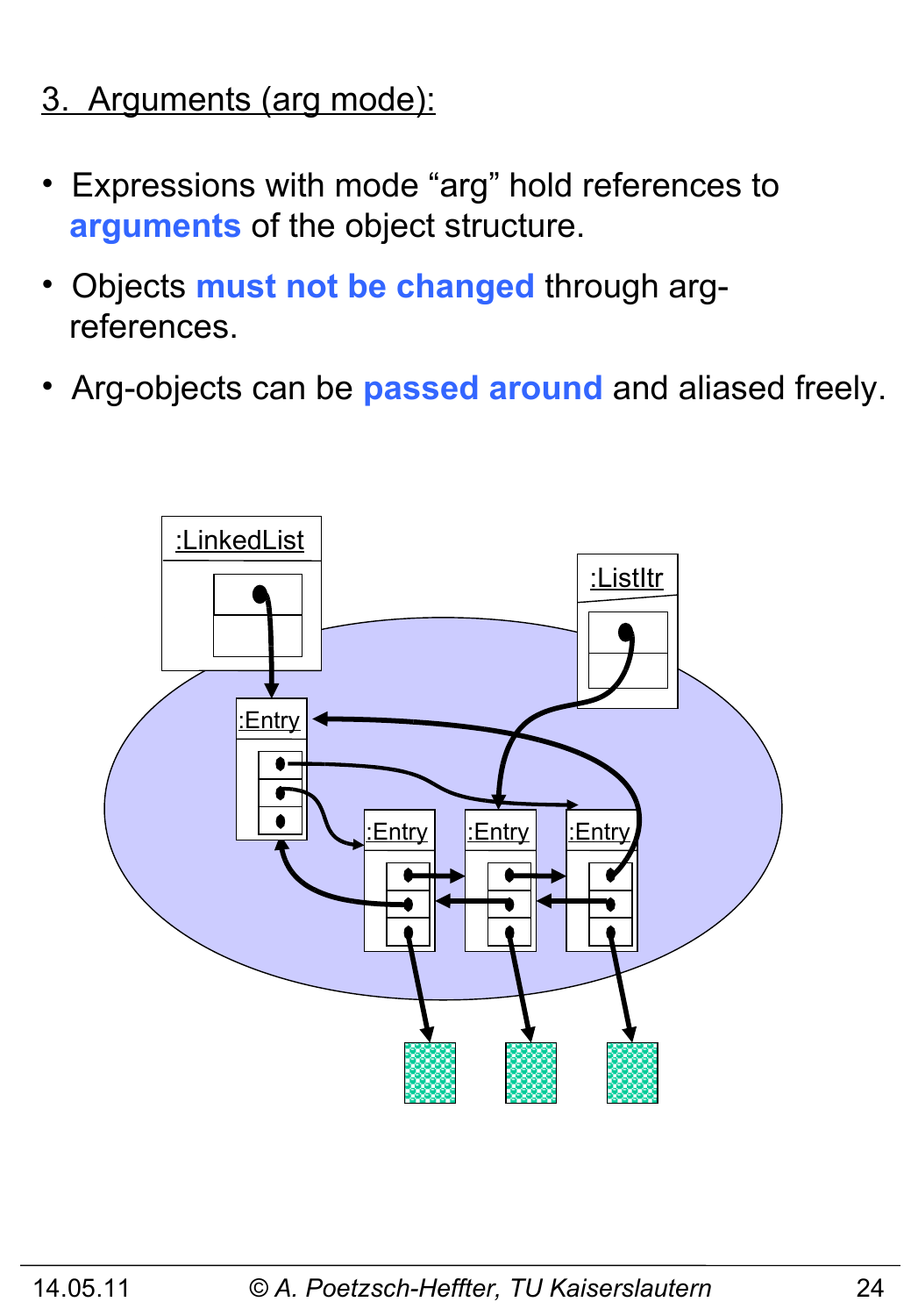## 3. Arguments (arg mode):

- Expressions with mode “arg” hold references to **arguments** of the object structure.
- Objects **must not be changed** through arg-references.
- Arg-objects can be **passed around** and aliased freely.

:LinkedList

:ListItr

:Entry

:Entry

:Entry

:Entry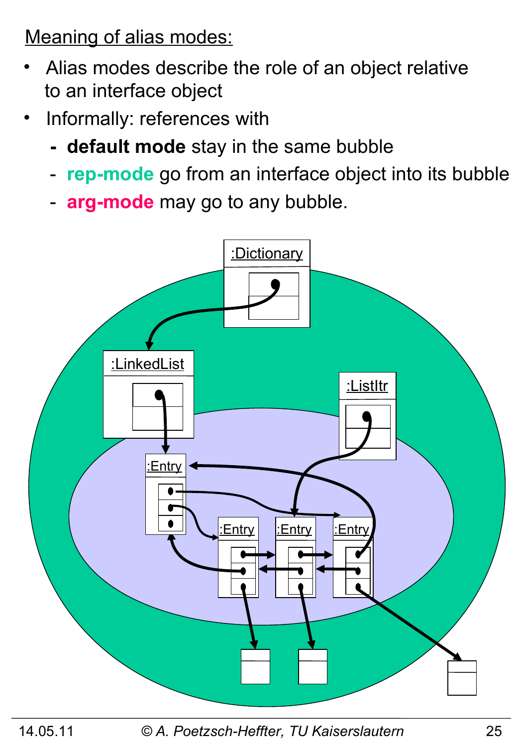Meaning of alias modes:

- Alias modes describe the role of an object relative to an interface object
- Informally: references with
  - **default mode** stay in the same bubble
  - **rep-mode** go from an interface object into its bubble
  - **arg-mode** may go to any bubble.

:Dictionary

:LinkedList

:ListItr

:Entry

:Entry

:Entry

:Entry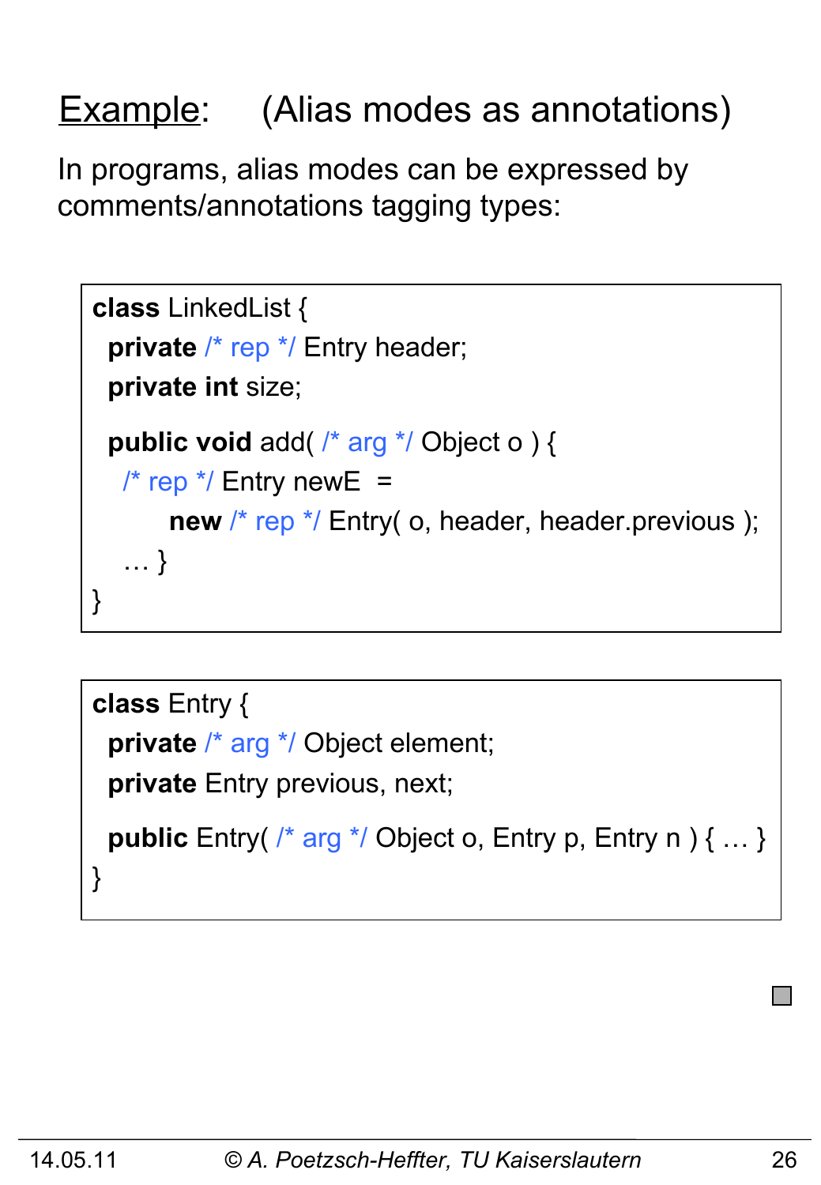## Example: (Alias modes as annotations)

In programs, alias modes can be expressed by comments/annotations tagging types:

```
class LinkedList {
  private /* rep */ Entry header;
  private int size;

  public void add( /* arg */ Object o ) {
    /* rep */ Entry newE =
        new /* rep */ Entry( o, header, header.previous );
    … }
}
```

```
class Entry {
  private /* arg */ Object element;
  private Entry previous, next;

  public Entry( /* arg */ Object o, Entry p, Entry n ) { … }
}
```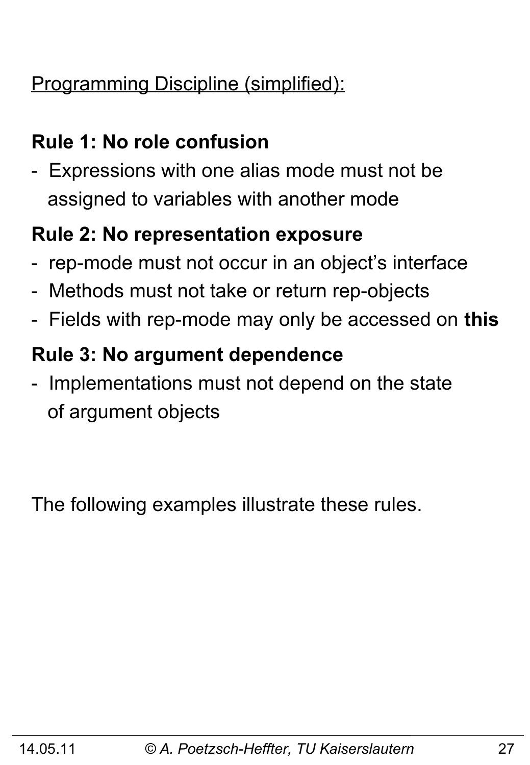<u>Programming Discipline (simplified):</u>

**Rule 1: No role confusion**

- Expressions with one alias mode must not be assigned to variables with another mode

**Rule 2: No representation exposure**

- rep-mode must not occur in an object's interface
- Methods must not take or return rep-objects
- Fields with rep-mode may only be accessed on **this**

**Rule 3: No argument dependence**

- Implementations must not depend on the state of argument objects

The following examples illustrate these rules.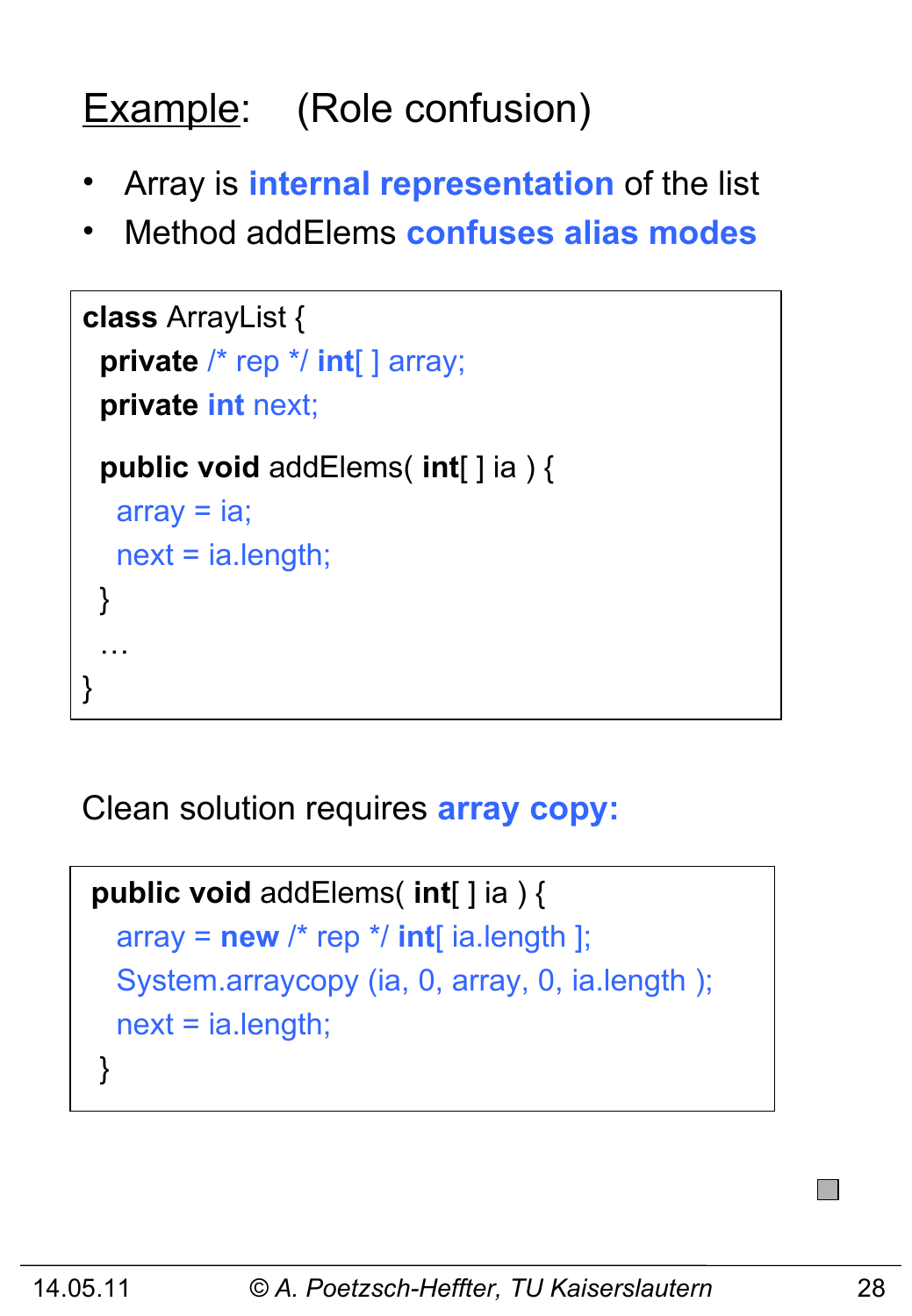## Example: (Role confusion)

- Array is **internal representation** of the list
- Method addElems **confuses alias modes**

```
class ArrayList {
  private /* rep */ int[ ] array;
  private int next;

  public void addElems( int[ ] ia ) {
    array = ia;
    next = ia.length;
  }
  …
}
```

Clean solution requires **array copy:**

```
public void addElems( int[ ] ia ) {
   array = new /* rep */ int[ ia.length ];
   System.arraycopy (ia, 0, array, 0, ia.length );
   next = ia.length;
}
```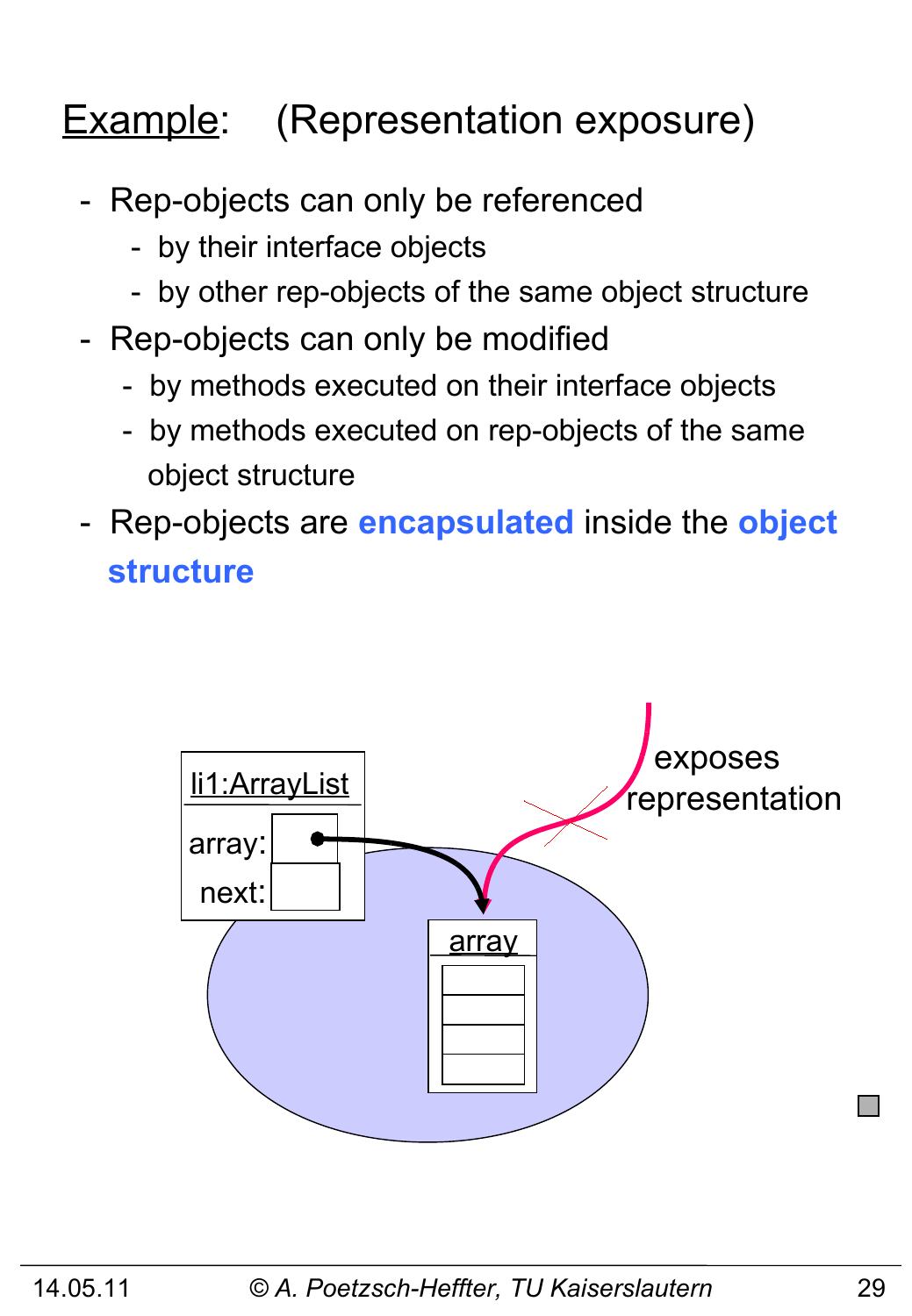# Example: (Representation exposure)

- Rep-objects can only be referenced
  - by their interface objects
  - by other rep-objects of the same object structure
- Rep-objects can only be modified
  - by methods executed on their interface objects
  - by methods executed on rep-objects of the same object structure
- Rep-objects are **encapsulated** inside the **object structure**

li1:ArrayList

array:

next:

array

exposes representation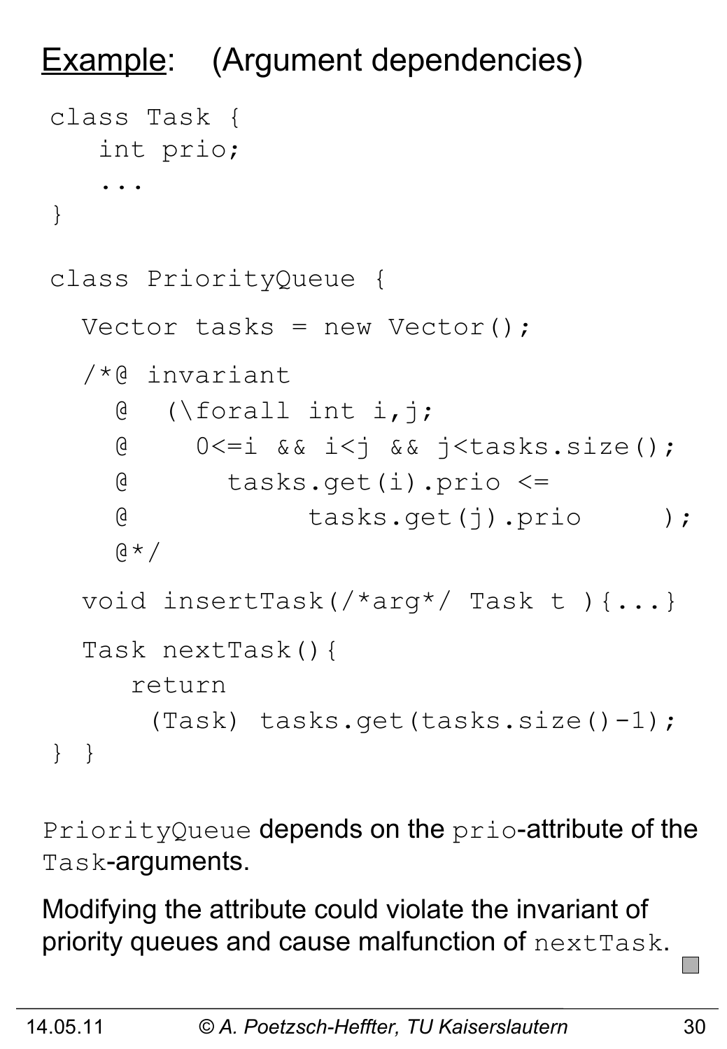# Example: (Argument dependencies)

```
class Task {
   int prio;
   ...
}

class PriorityQueue {

  Vector tasks = new Vector();

  /*@ invariant
    @  (\forall int i,j;
    @     0<=i && i<j && j<tasks.size();
    @       tasks.get(i).prio <=
    @            tasks.get(j).prio     );
    @*/

  void insertTask(/*arg*/ Task t ){...}

  Task nextTask(){
     return
      (Task) tasks.get(tasks.size()-1);
} }
```

`PriorityQueue` depends on the `prio`-attribute of the `Task`-arguments.

Modifying the attribute could violate the invariant of priority queues and cause malfunction of `nextTask`.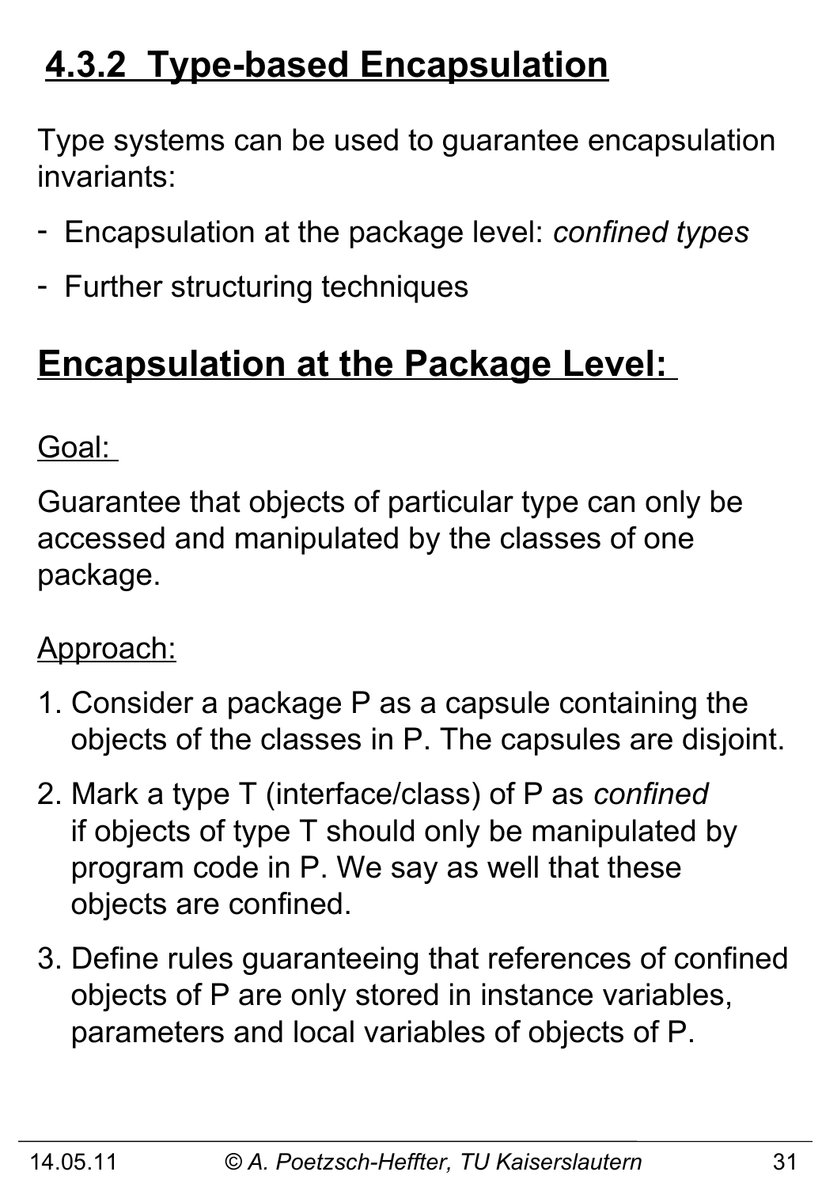# 4.3.2 Type-based Encapsulation

Type systems can be used to guarantee encapsulation invariants:

- Encapsulation at the package level: *confined types*
- Further structuring techniques

## Encapsulation at the Package Level:

Goal:

Guarantee that objects of particular type can only be accessed and manipulated by the classes of one package.

Approach:

1. Consider a package P as a capsule containing the objects of the classes in P. The capsules are disjoint.
2. Mark a type T (interface/class) of P as *confined* if objects of type T should only be manipulated by program code in P. We say as well that these objects are confined.
3. Define rules guaranteeing that references of confined objects of P are only stored in instance variables, parameters and local variables of objects of P.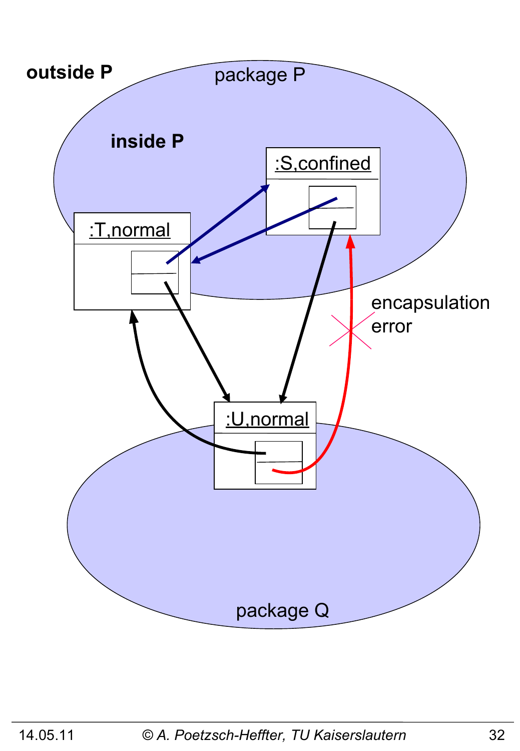outside P

package P

inside P

:S,confined

:T,normal

encapsulation error

:U,normal

package Q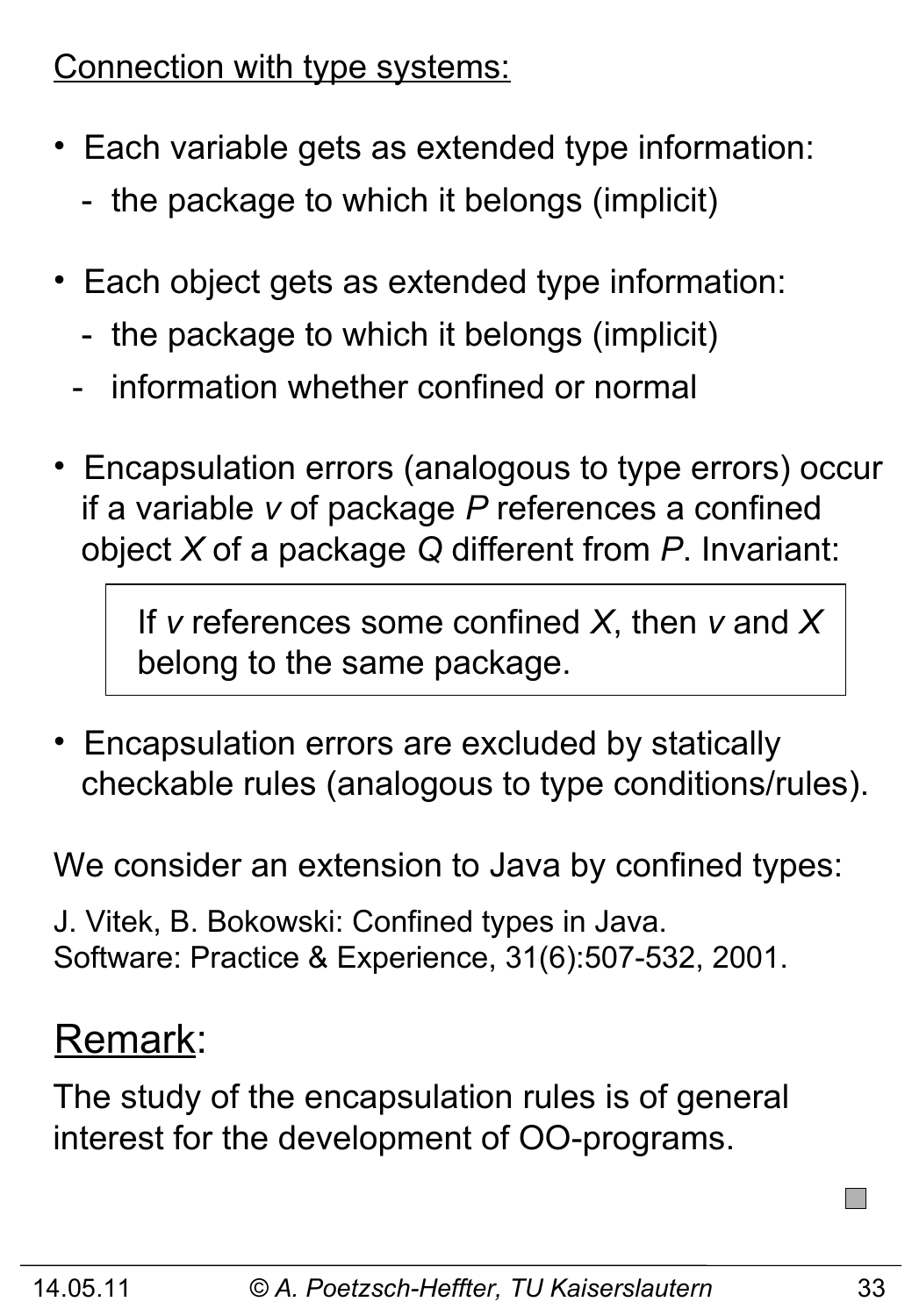Connection with type systems:

- Each variable gets as extended type information:
  - the package to which it belongs (implicit)

- Each object gets as extended type information:
  - the package to which it belongs (implicit)
  - information whether confined or normal

- Encapsulation errors (analogous to type errors) occur if a variable *v* of package *P* references a confined object *X* of a package *Q* different from *P*. Invariant:

> If *v* references some confined *X*, then *v* and *X* belong to the same package.

- Encapsulation errors are excluded by statically checkable rules (analogous to type conditions/rules).

We consider an extension to Java by confined types:

J. Vitek, B. Bokowski: Confined types in Java. Software: Practice & Experience, 31(6):507-532, 2001.

Remark:

The study of the encapsulation rules is of general interest for the development of OO-programs.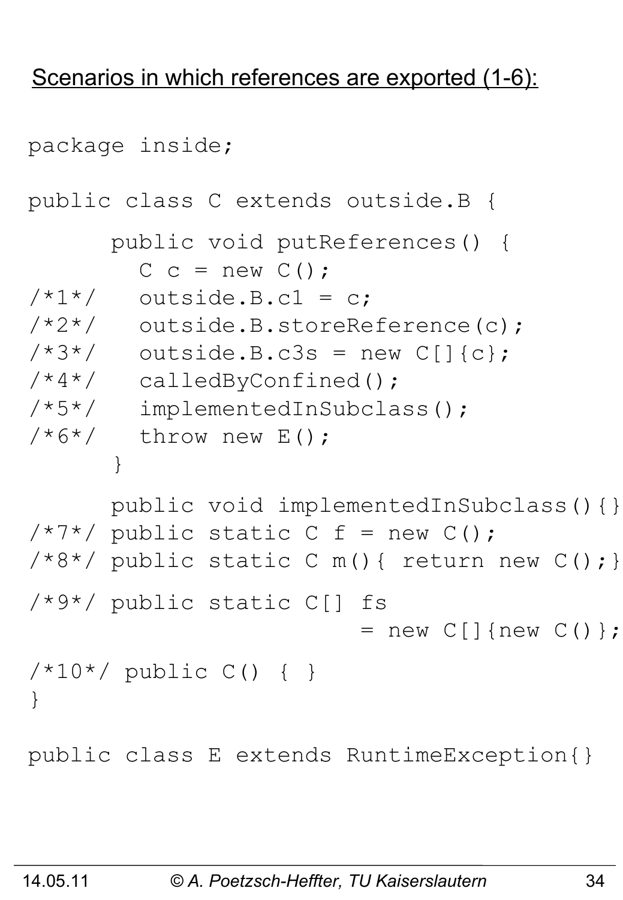Scenarios in which references are exported (1-6):

```
package inside;

public class C extends outside.B {

      public void putReferences() {
        C c = new C();
/*1*/   outside.B.c1 = c;
/*2*/   outside.B.storeReference(c);
/*3*/   outside.B.c3s = new C[]{c};
/*4*/   calledByConfined();
/*5*/   implementedInSubclass();
/*6*/   throw new E();
      }

      public void implementedInSubclass(){}
/*7*/ public static C f = new C();
/*8*/ public static C m(){ return new C();}

/*9*/ public static C[] fs
                    = new C[]{new C()};

/*10*/ public C() { }
}

public class E extends RuntimeException{}
```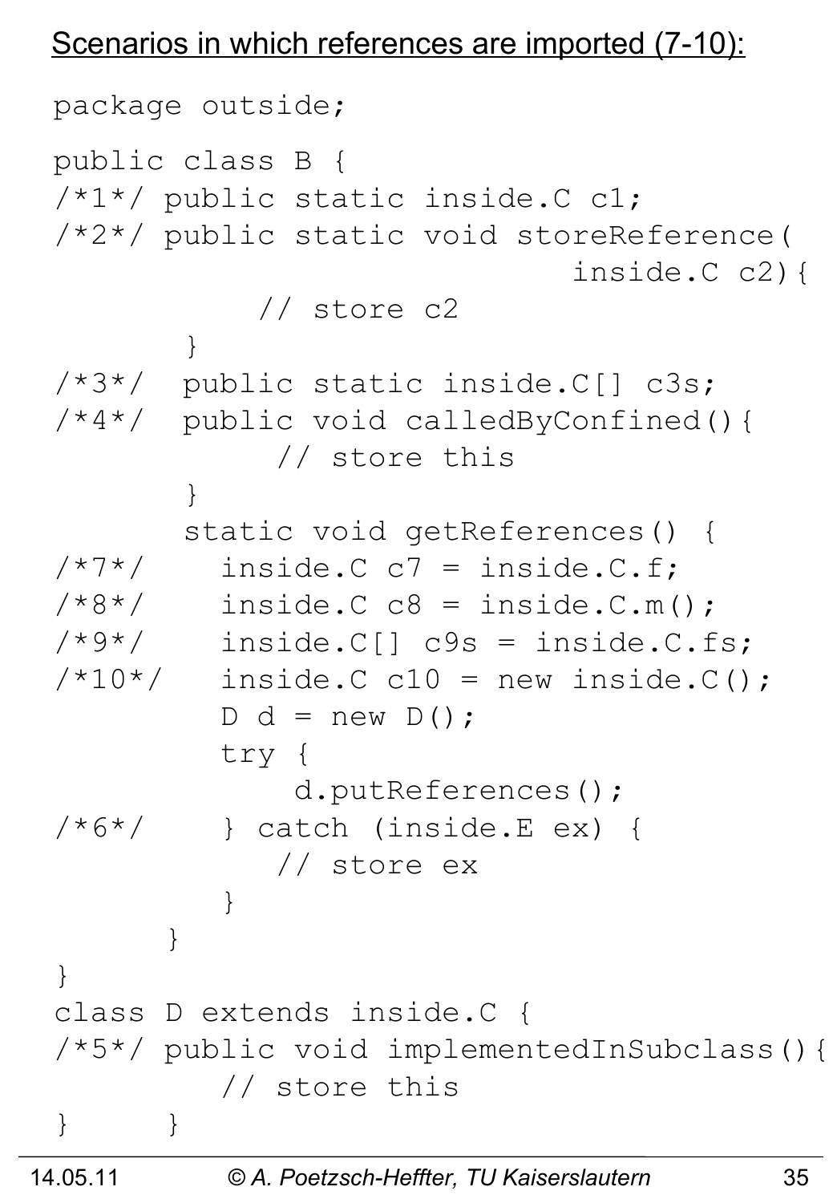## Scenarios in which references are imported (7-10):

```
package outside;

public class B {
/*1*/ public static inside.C c1;
/*2*/ public static void storeReference(
                              inside.C c2){
          // store c2
       }
/*3*/  public static inside.C[] c3s;
/*4*/  public void calledByConfined(){
           // store this
       }
       static void getReferences() {
/*7*/    inside.C c7 = inside.C.f;
/*8*/    inside.C c8 = inside.C.m();
/*9*/    inside.C[] c9s = inside.C.fs;
/*10*/   inside.C c10 = new inside.C();
         D d = new D();
         try {
             d.putReferences();
/*6*/    } catch (inside.E ex) {
           // store ex
         }
      }
}
class D extends inside.C {
/*5*/ public void implementedInSubclass(){
         // store this
}     }
```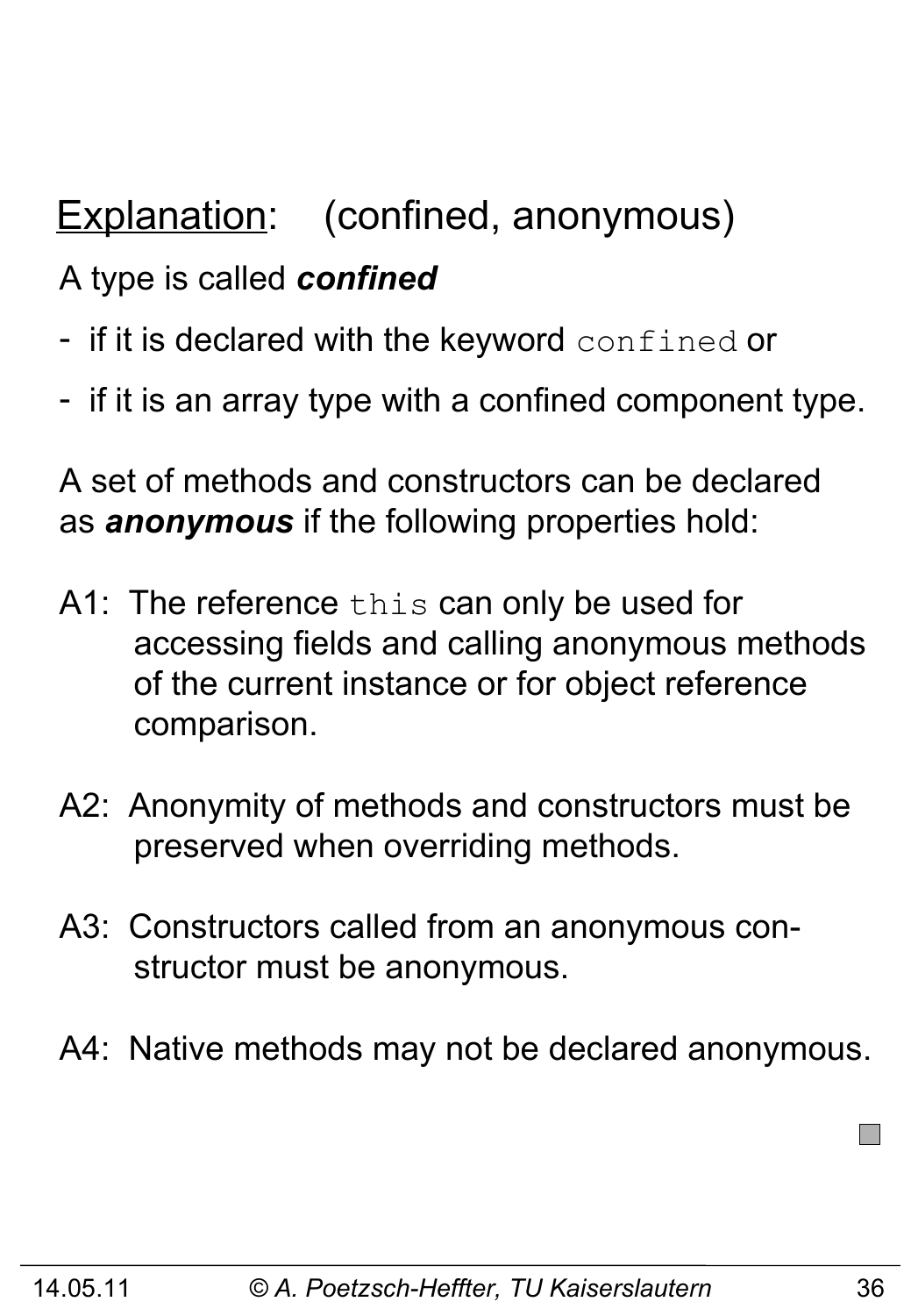## Explanation: (confined, anonymous)

A type is called ***confined***

- if it is declared with the keyword `confined` or
- if it is an array type with a confined component type.

A set of methods and constructors can be declared as ***anonymous*** if the following properties hold:

A1: The reference `this` can only be used for accessing fields and calling anonymous methods of the current instance or for object reference comparison.

A2: Anonymity of methods and constructors must be preserved when overriding methods.

A3: Constructors called from an anonymous constructor must be anonymous.

A4: Native methods may not be declared anonymous.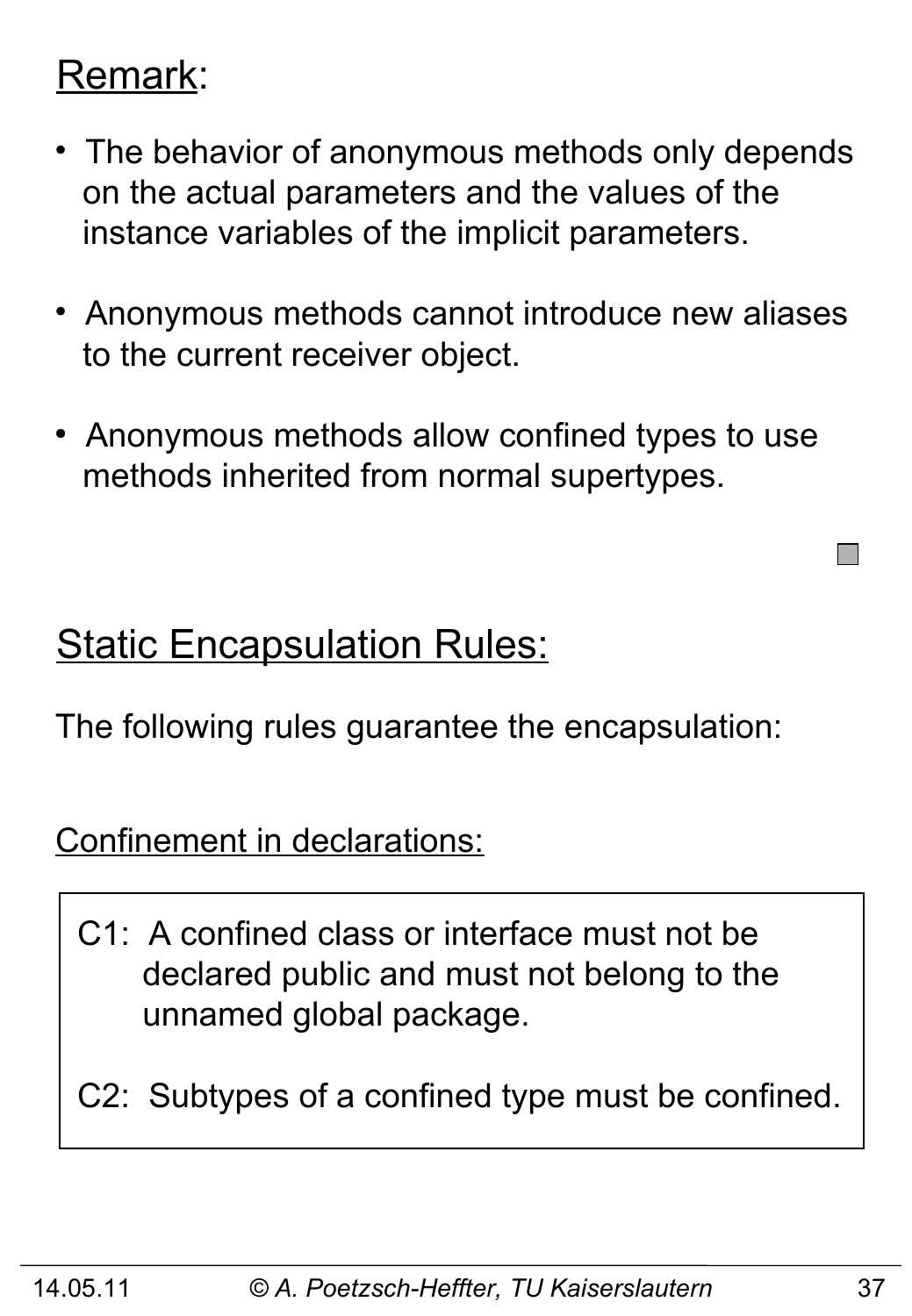## Remark:

- The behavior of anonymous methods only depends on the actual parameters and the values of the instance variables of the implicit parameters.
- Anonymous methods cannot introduce new aliases to the current receiver object.
- Anonymous methods allow confined types to use methods inherited from normal supertypes.

## Static Encapsulation Rules:

The following rules guarantee the encapsulation:

Confinement in declarations:

C1: A confined class or interface must not be declared public and must not belong to the unnamed global package.

C2: Subtypes of a confined type must be confined.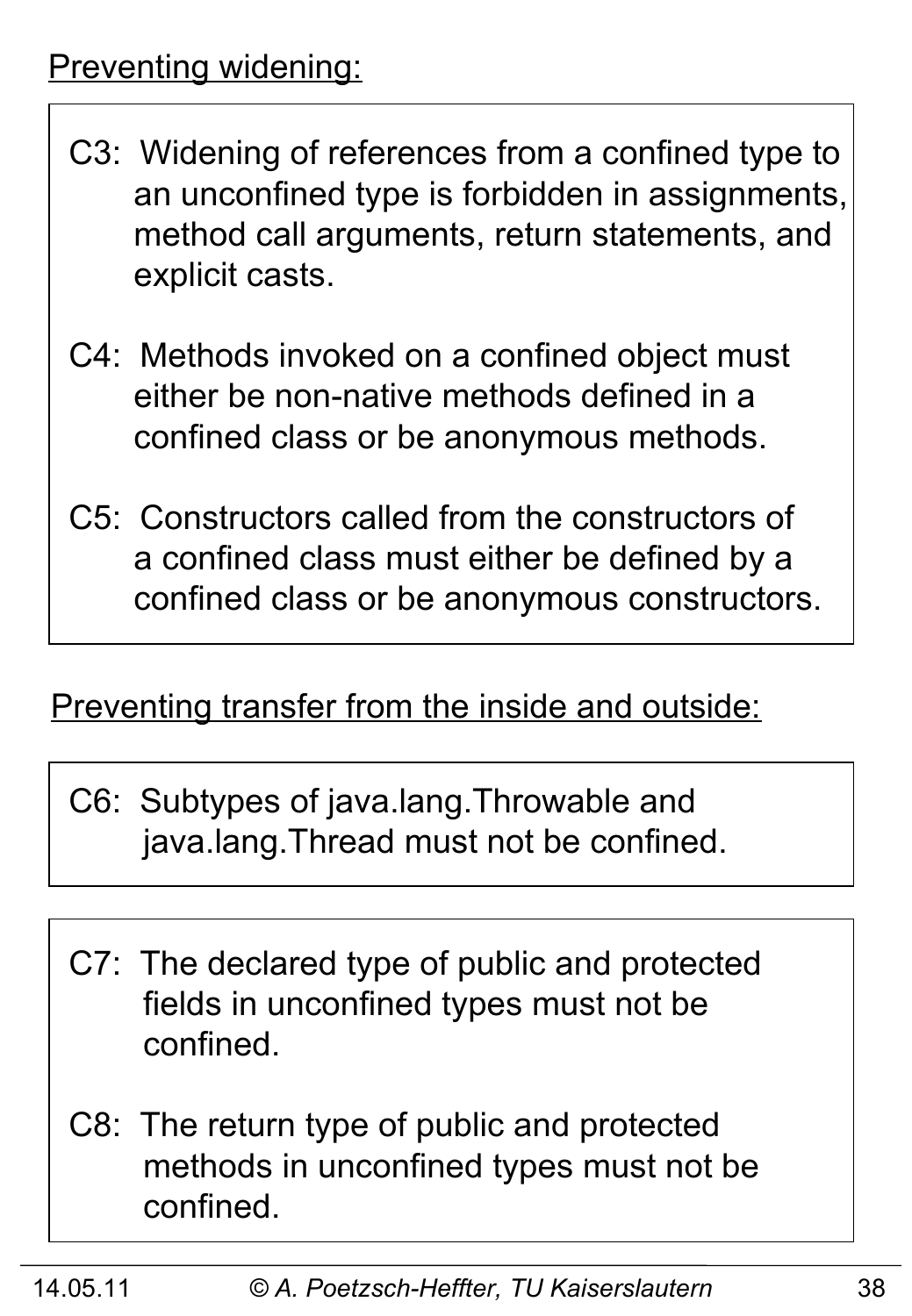Preventing widening:

C3: Widening of references from a confined type to an unconfined type is forbidden in assignments, method call arguments, return statements, and explicit casts.

C4: Methods invoked on a confined object must either be non-native methods defined in a confined class or be anonymous methods.

C5: Constructors called from the constructors of a confined class must either be defined by a confined class or be anonymous constructors.

Preventing transfer from the inside and outside:

C6: Subtypes of java.lang.Throwable and java.lang.Thread must not be confined.

C7: The declared type of public and protected fields in unconfined types must not be confined.

C8: The return type of public and protected methods in unconfined types must not be confined.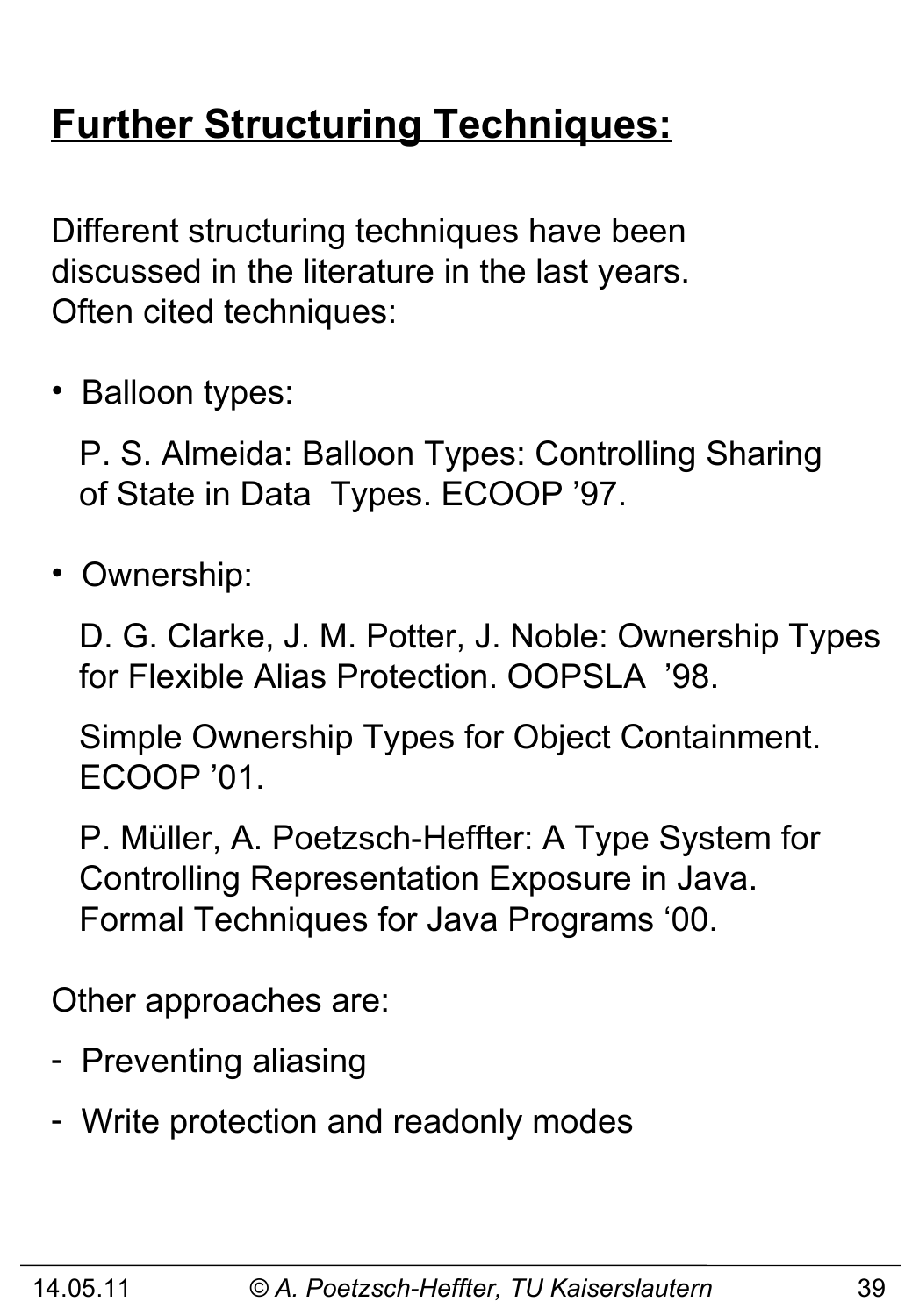# Further Structuring Techniques:

Different structuring techniques have been discussed in the literature in the last years. Often cited techniques:

- Balloon types:

  P. S. Almeida: Balloon Types: Controlling Sharing of State in Data Types. ECOOP '97.

- Ownership:

  D. G. Clarke, J. M. Potter, J. Noble: Ownership Types for Flexible Alias Protection. OOPSLA '98.

  Simple Ownership Types for Object Containment. ECOOP '01.

  P. Müller, A. Poetzsch-Heffter: A Type System for Controlling Representation Exposure in Java. Formal Techniques for Java Programs '00.

Other approaches are:

- Preventing aliasing
- Write protection and readonly modes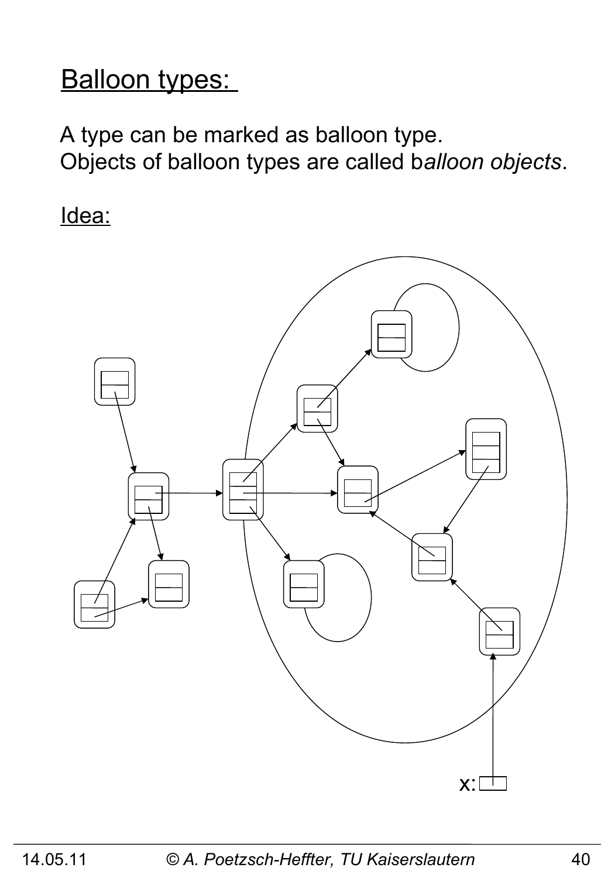# Balloon types:

A type can be marked as balloon type.
Objects of balloon types are called b*alloon objects*.

Idea:

x: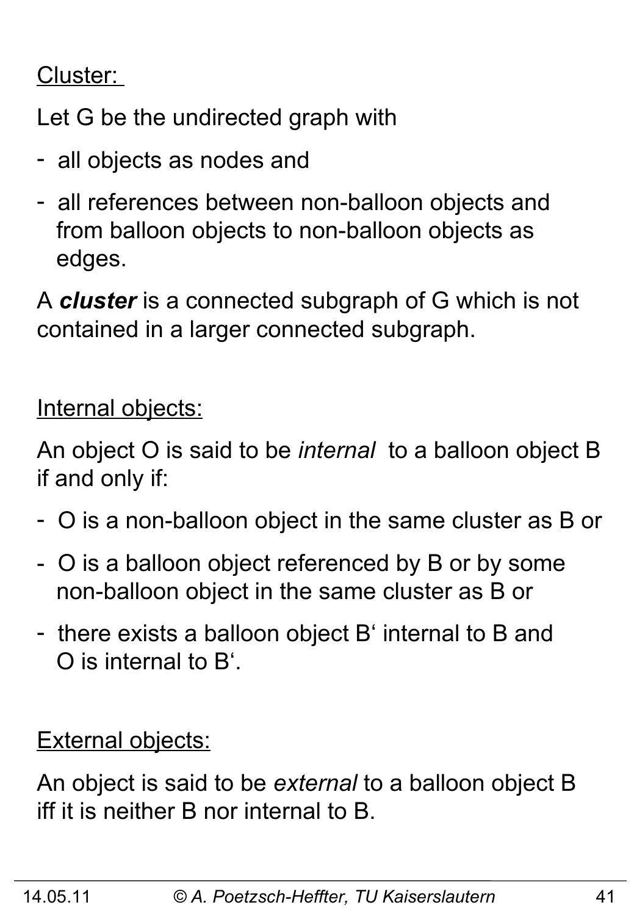Cluster:

Let G be the undirected graph with

- all objects as nodes and
- all references between non-balloon objects and from balloon objects to non-balloon objects as edges.

A ***cluster*** is a connected subgraph of G which is not contained in a larger connected subgraph.

Internal objects:

An object O is said to be *internal* to a balloon object B if and only if:

- O is a non-balloon object in the same cluster as B or
- O is a balloon object referenced by B or by some non-balloon object in the same cluster as B or
- there exists a balloon object B' internal to B and O is internal to B'.

External objects:

An object is said to be *external* to a balloon object B iff it is neither B nor internal to B.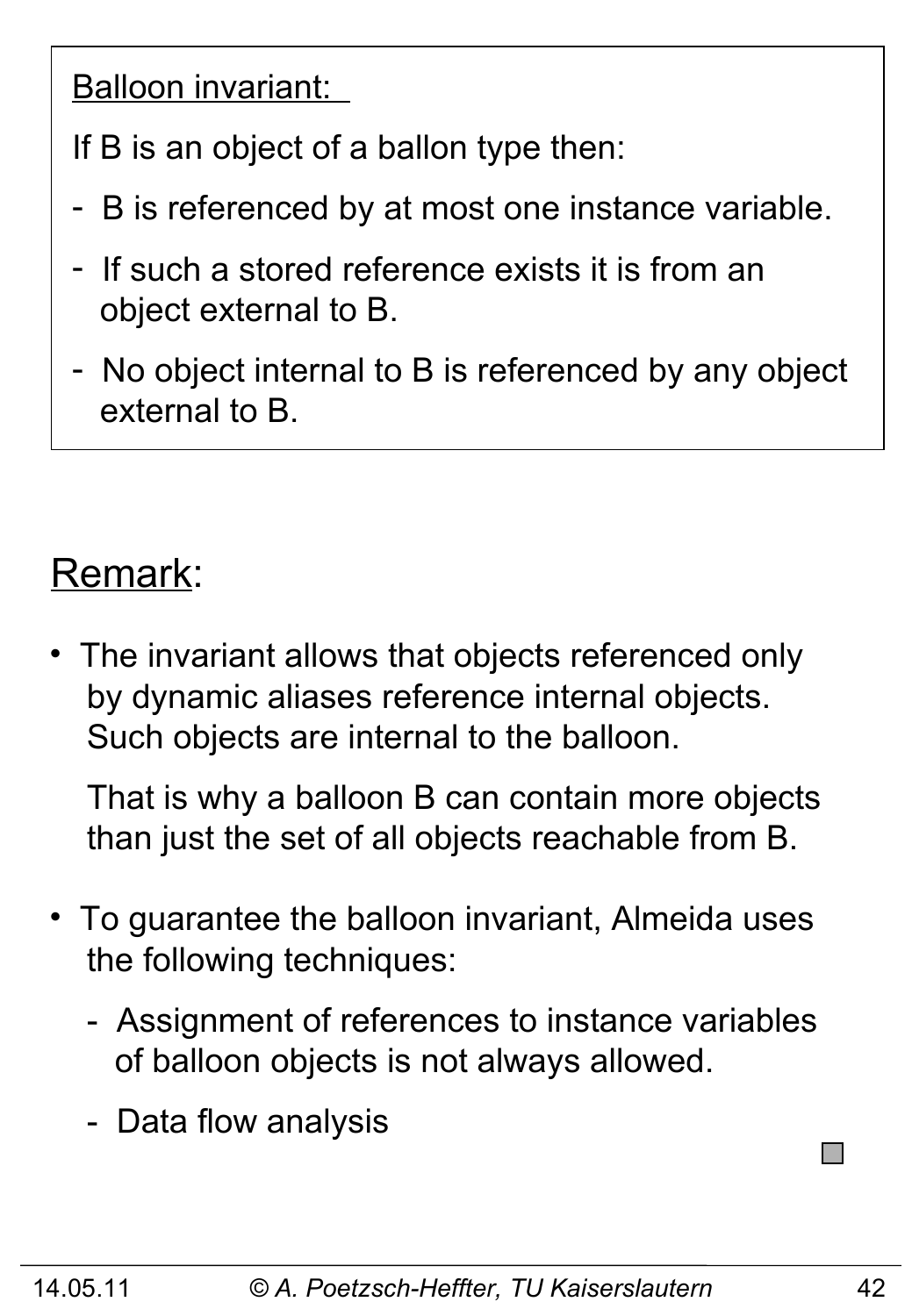<u>Balloon invariant:</u>

If B is an object of a ballon type then:

- B is referenced by at most one instance variable.
- If such a stored reference exists it is from an object external to B.
- No object internal to B is referenced by any object external to B.

## <u>Remark</u>:

- The invariant allows that objects referenced only by dynamic aliases reference internal objects. Such objects are internal to the balloon.

  That is why a balloon B can contain more objects than just the set of all objects reachable from B.

- To guarantee the balloon invariant, Almeida uses the following techniques:
  - Assignment of references to instance variables of balloon objects is not always allowed.
  - Data flow analysis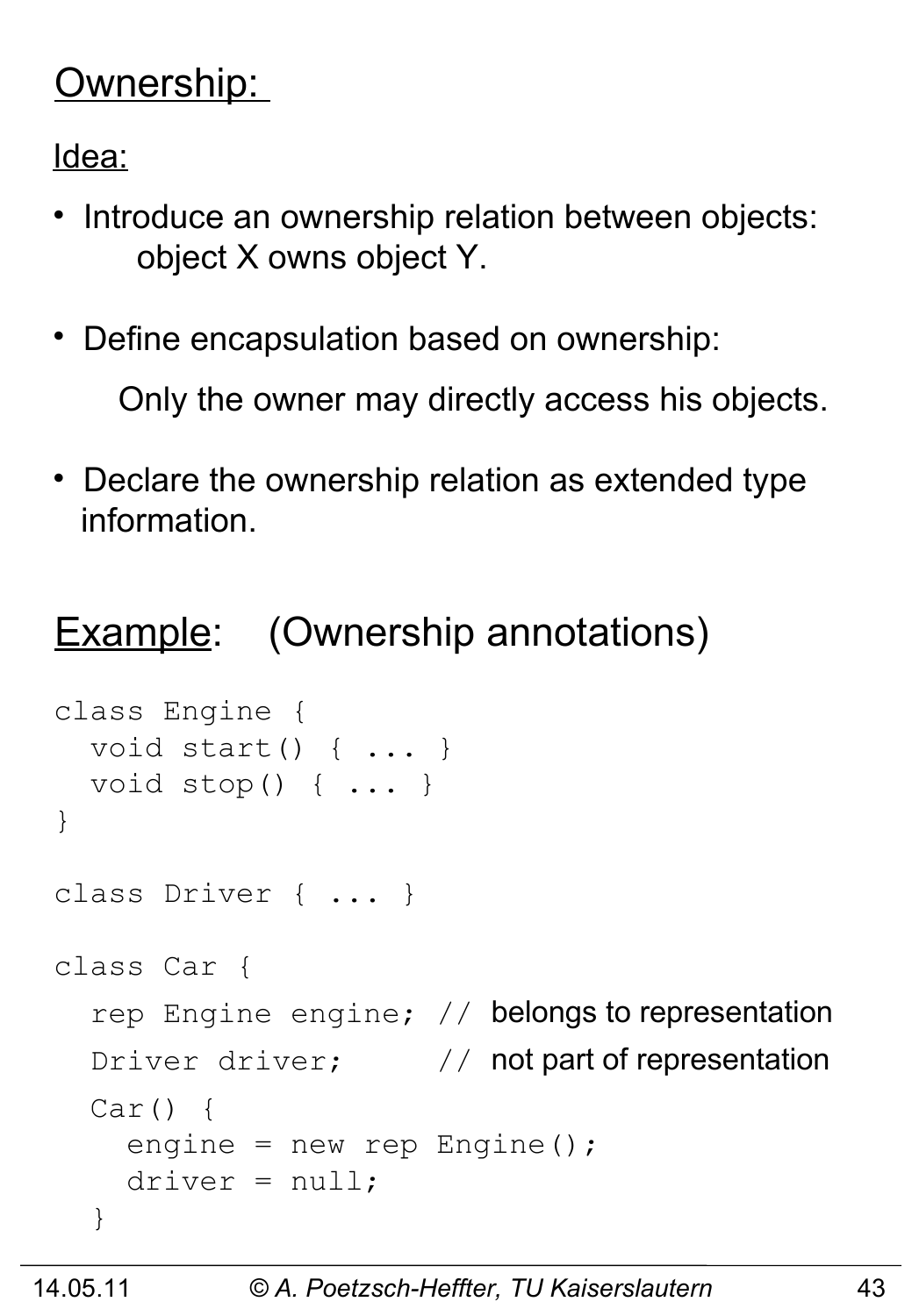## Ownership:

Idea:

- Introduce an ownership relation between objects:
  object X owns object Y.

- Define encapsulation based on ownership:

  Only the owner may directly access his objects.

- Declare the ownership relation as extended type information.

## Example: (Ownership annotations)

```
class Engine {
  void start() { ... }
  void stop() { ... }
}

class Driver { ... }

class Car {
  rep Engine engine; // belongs to representation
  Driver driver;     // not part of representation
  Car() {
    engine = new rep Engine();
    driver = null;
  }
```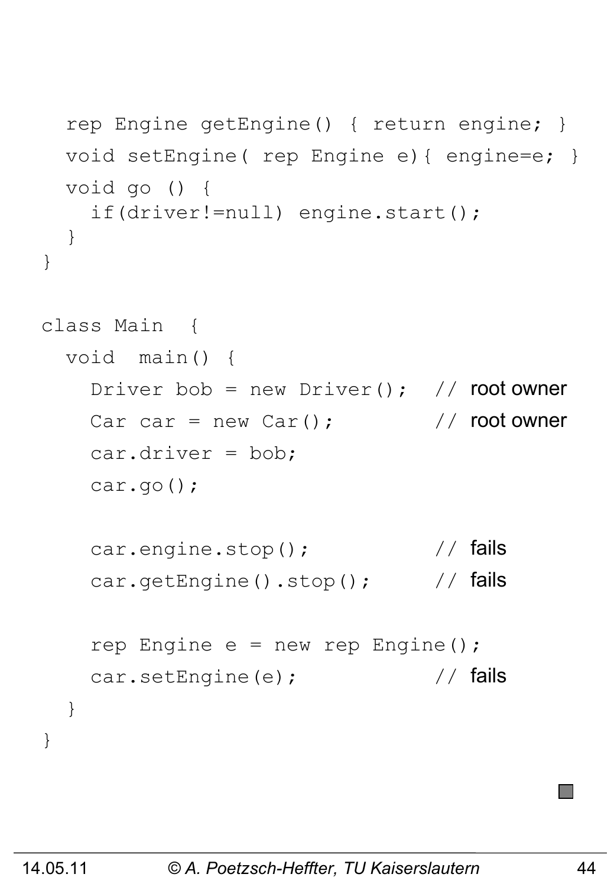```
  rep Engine getEngine() { return engine; }
  void setEngine( rep Engine e){ engine=e; }
  void go () {
    if(driver!=null) engine.start();
  }
}

class Main  {
  void  main() {
    Driver bob = new Driver();   // root owner
    Car car = new Car();         // root owner
    car.driver = bob;
    car.go();

    car.engine.stop();           // fails
    car.getEngine().stop();      // fails

    rep Engine e = new rep Engine();
    car.setEngine(e);            // fails
  }
}
```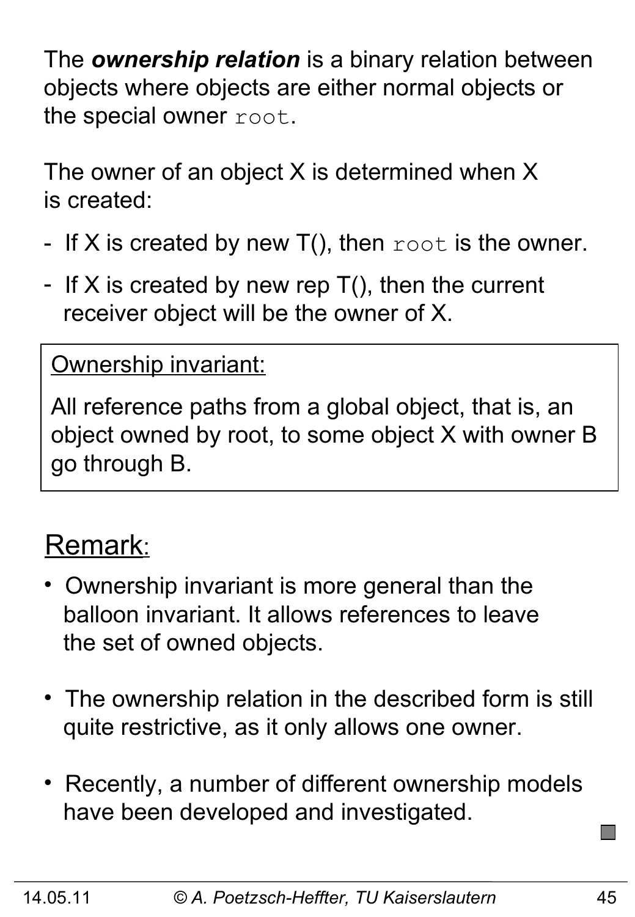The ***ownership relation*** is a binary relation between objects where objects are either normal objects or the special owner `root`.

The owner of an object X is determined when X is created:

- If X is created by new T(), then `root` is the owner.
- If X is created by new rep T(), then the current receiver object will be the owner of X.

> Ownership invariant:
>
> All reference paths from a global object, that is, an object owned by root, to some object X with owner B go through B.

## Remark:

- Ownership invariant is more general than the balloon invariant. It allows references to leave the set of owned objects.
- The ownership relation in the described form is still quite restrictive, as it only allows one owner.
- Recently, a number of different ownership models have been developed and investigated.